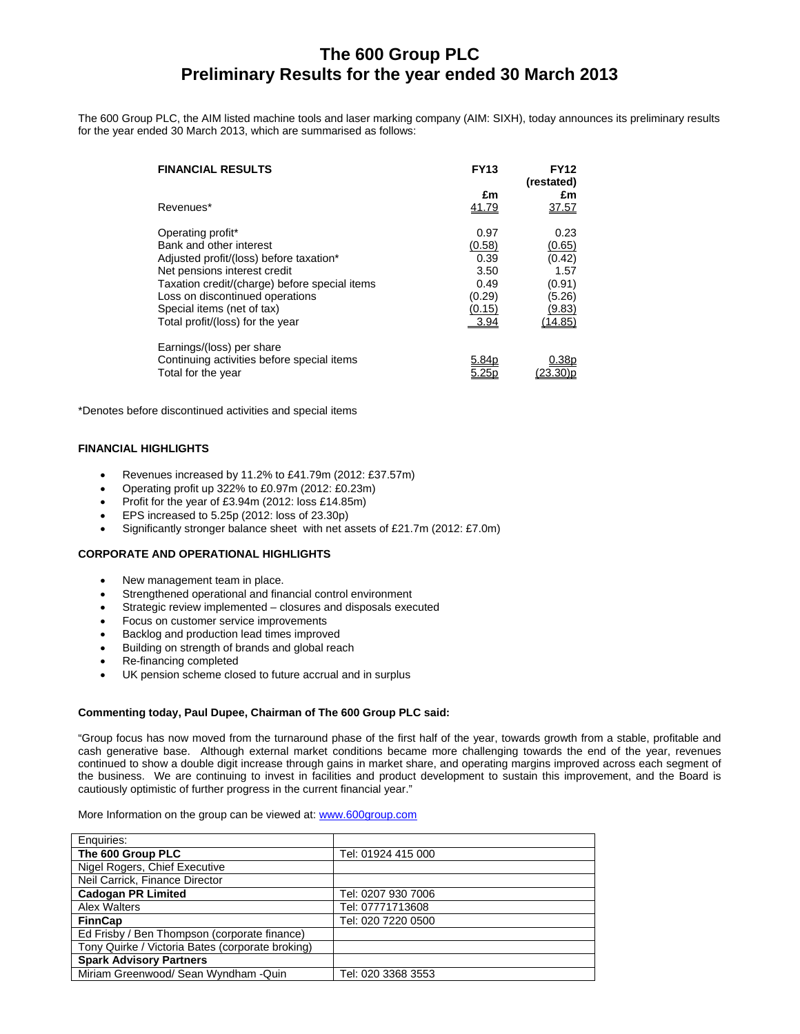# The 600 Group PLC
# Preliminary Results for the year ended 30 March 2013

The 600 Group PLC, the AIM listed machine tools and laser marking company (AIM: SIXH), today announces its preliminary results for the year ended 30 March 2013, which are summarised as follows:

| FINANCIAL RESULTS | FY13 | FY12 (restated) |
|---|---|---|
| | £m | £m |
| Revenues* | 41.79 | 37.57 |
| | | |
| Operating profit* | 0.97 | 0.23 |
| Bank and other interest | (0.58) | (0.65) |
| Adjusted profit/(loss) before taxation* | 0.39 | (0.42) |
| Net pensions interest credit | 3.50 | 1.57 |
| Taxation credit/(charge) before special items | 0.49 | (0.91) |
| Loss on discontinued operations | (0.29) | (5.26) |
| Special items (net of tax) | (0.15) | (9.83) |
| Total profit/(loss) for the year | 3.94 | (14.85) |
| | | |
| Earnings/(loss) per share | | |
| Continuing activities before special items | 5.84p | 0.38p |
| Total for the year | 5.25p | (23.30)p |

*Denotes before discontinued activities and special items

### FINANCIAL HIGHLIGHTS

- Revenues increased by 11.2% to £41.79m (2012: £37.57m)
- Operating profit up 322% to £0.97m (2012: £0.23m)
- Profit for the year of £3.94m (2012: loss £14.85m)
- EPS increased to 5.25p (2012: loss of 23.30p)
- Significantly stronger balance sheet with net assets of £21.7m (2012: £7.0m)

### CORPORATE AND OPERATIONAL HIGHLIGHTS

- New management team in place.
- Strengthened operational and financial control environment
- Strategic review implemented – closures and disposals executed
- Focus on customer service improvements
- Backlog and production lead times improved
- Building on strength of brands and global reach
- Re-financing completed
- UK pension scheme closed to future accrual and in surplus

**Commenting today, Paul Dupee, Chairman of The 600 Group PLC said:**

"Group focus has now moved from the turnaround phase of the first half of the year, towards growth from a stable, profitable and cash generative base. Although external market conditions became more challenging towards the end of the year, revenues continued to show a double digit increase through gains in market share, and operating margins improved across each segment of the business. We are continuing to invest in facilities and product development to sustain this improvement, and the Board is cautiously optimistic of further progress in the current financial year."

More Information on the group can be viewed at: www.600group.com

| Enquiries: | |
|---|---|
| **The 600 Group PLC** | Tel: 01924 415 000 |
| Nigel Rogers, Chief Executive | |
| Neil Carrick, Finance Director | |
| **Cadogan PR Limited** | Tel: 0207 930 7006 |
| Alex Walters | Tel: 07771713608 |
| **FinnCap** | Tel: 020 7220 0500 |
| Ed Frisby / Ben Thompson (corporate finance) | |
| Tony Quirke / Victoria Bates (corporate broking) | |
| **Spark Advisory Partners** | |
| Miriam Greenwood/ Sean Wyndham -Quin | Tel: 020 3368 3553 |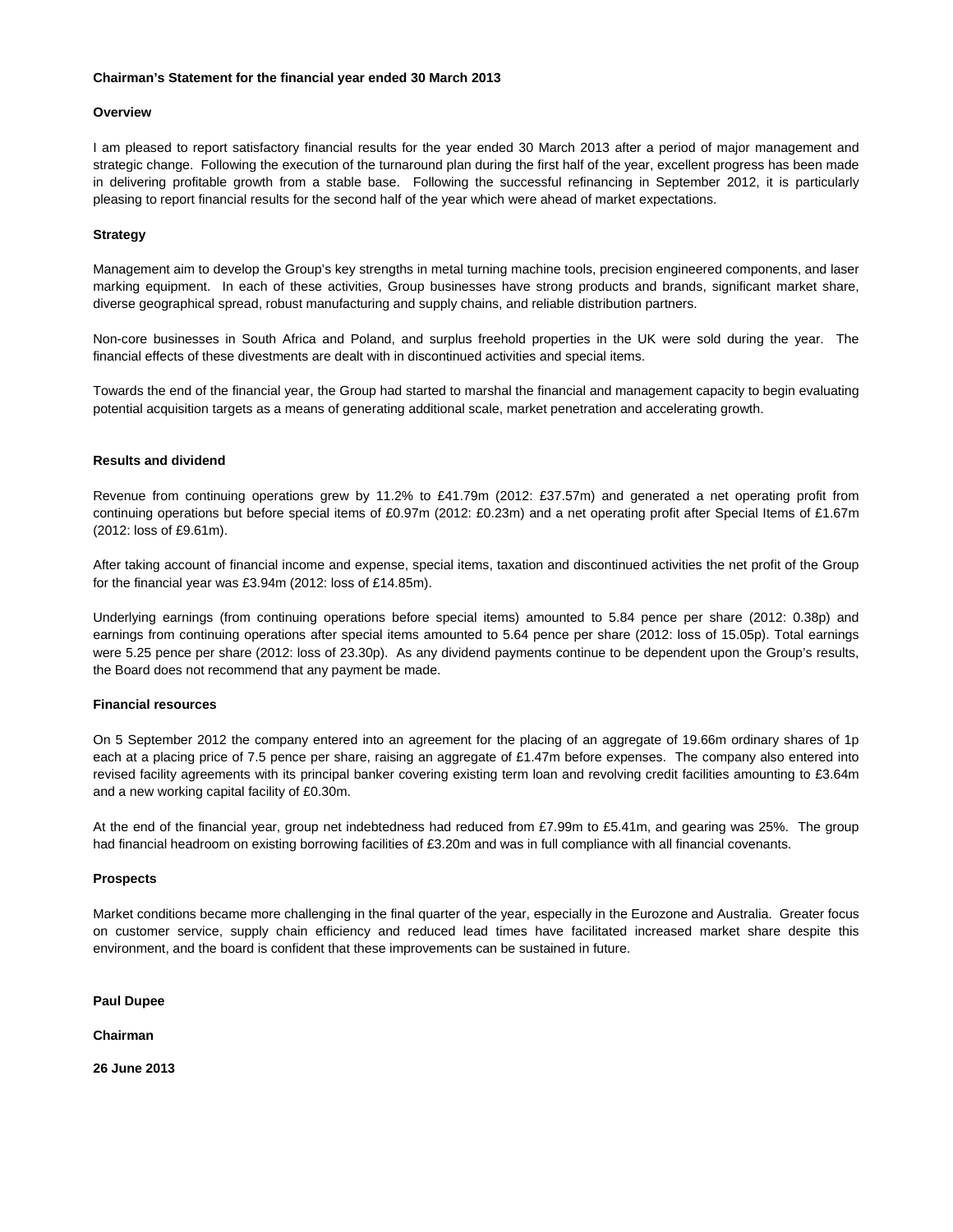**Chairman's Statement for the financial year ended 30 March 2013**

**Overview**

I am pleased to report satisfactory financial results for the year ended 30 March 2013 after a period of major management and strategic change. Following the execution of the turnaround plan during the first half of the year, excellent progress has been made in delivering profitable growth from a stable base. Following the successful refinancing in September 2012, it is particularly pleasing to report financial results for the second half of the year which were ahead of market expectations.

**Strategy**

Management aim to develop the Group's key strengths in metal turning machine tools, precision engineered components, and laser marking equipment. In each of these activities, Group businesses have strong products and brands, significant market share, diverse geographical spread, robust manufacturing and supply chains, and reliable distribution partners.

Non-core businesses in South Africa and Poland, and surplus freehold properties in the UK were sold during the year. The financial effects of these divestments are dealt with in discontinued activities and special items.

Towards the end of the financial year, the Group had started to marshal the financial and management capacity to begin evaluating potential acquisition targets as a means of generating additional scale, market penetration and accelerating growth.

**Results and dividend**

Revenue from continuing operations grew by 11.2% to £41.79m (2012: £37.57m) and generated a net operating profit from continuing operations but before special items of £0.97m (2012: £0.23m) and a net operating profit after Special Items of £1.67m (2012: loss of £9.61m).

After taking account of financial income and expense, special items, taxation and discontinued activities the net profit of the Group for the financial year was £3.94m (2012: loss of £14.85m).

Underlying earnings (from continuing operations before special items) amounted to 5.84 pence per share (2012: 0.38p) and earnings from continuing operations after special items amounted to 5.64 pence per share (2012: loss of 15.05p). Total earnings were 5.25 pence per share (2012: loss of 23.30p). As any dividend payments continue to be dependent upon the Group's results, the Board does not recommend that any payment be made.

**Financial resources**

On 5 September 2012 the company entered into an agreement for the placing of an aggregate of 19.66m ordinary shares of 1p each at a placing price of 7.5 pence per share, raising an aggregate of £1.47m before expenses. The company also entered into revised facility agreements with its principal banker covering existing term loan and revolving credit facilities amounting to £3.64m and a new working capital facility of £0.30m.

At the end of the financial year, group net indebtedness had reduced from £7.99m to £5.41m, and gearing was 25%. The group had financial headroom on existing borrowing facilities of £3.20m and was in full compliance with all financial covenants.

**Prospects**

Market conditions became more challenging in the final quarter of the year, especially in the Eurozone and Australia. Greater focus on customer service, supply chain efficiency and reduced lead times have facilitated increased market share despite this environment, and the board is confident that these improvements can be sustained in future.

**Paul Dupee**

**Chairman**

**26 June 2013**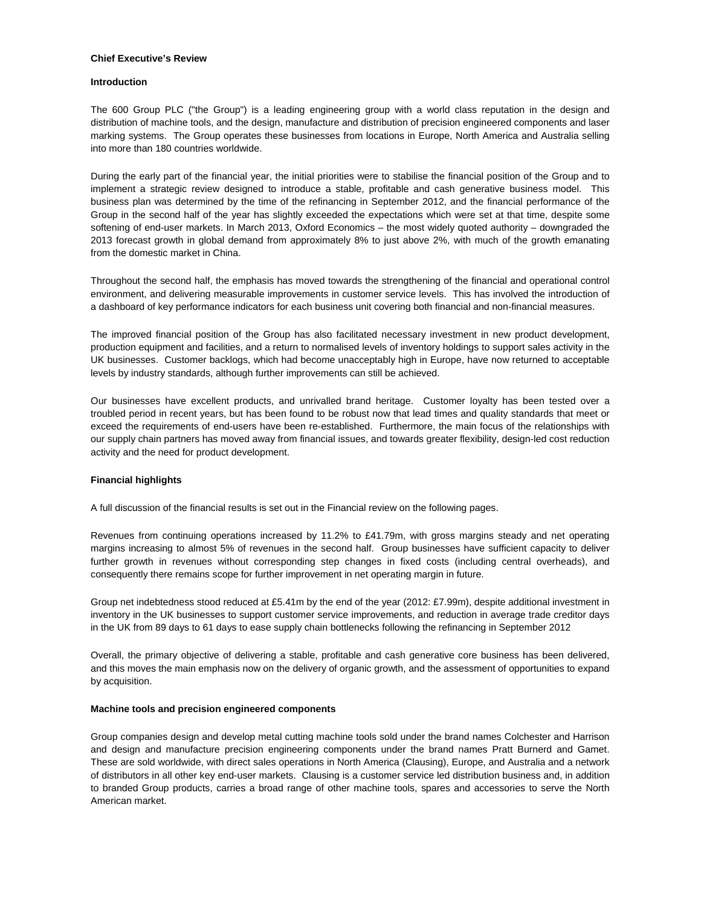**Chief Executive's Review**

**Introduction**

The 600 Group PLC ("the Group") is a leading engineering group with a world class reputation in the design and distribution of machine tools, and the design, manufacture and distribution of precision engineered components and laser marking systems. The Group operates these businesses from locations in Europe, North America and Australia selling into more than 180 countries worldwide.

During the early part of the financial year, the initial priorities were to stabilise the financial position of the Group and to implement a strategic review designed to introduce a stable, profitable and cash generative business model. This business plan was determined by the time of the refinancing in September 2012, and the financial performance of the Group in the second half of the year has slightly exceeded the expectations which were set at that time, despite some softening of end-user markets. In March 2013, Oxford Economics – the most widely quoted authority – downgraded the 2013 forecast growth in global demand from approximately 8% to just above 2%, with much of the growth emanating from the domestic market in China.

Throughout the second half, the emphasis has moved towards the strengthening of the financial and operational control environment, and delivering measurable improvements in customer service levels. This has involved the introduction of a dashboard of key performance indicators for each business unit covering both financial and non-financial measures.

The improved financial position of the Group has also facilitated necessary investment in new product development, production equipment and facilities, and a return to normalised levels of inventory holdings to support sales activity in the UK businesses. Customer backlogs, which had become unacceptably high in Europe, have now returned to acceptable levels by industry standards, although further improvements can still be achieved.

Our businesses have excellent products, and unrivalled brand heritage. Customer loyalty has been tested over a troubled period in recent years, but has been found to be robust now that lead times and quality standards that meet or exceed the requirements of end-users have been re-established. Furthermore, the main focus of the relationships with our supply chain partners has moved away from financial issues, and towards greater flexibility, design-led cost reduction activity and the need for product development.

**Financial highlights**

A full discussion of the financial results is set out in the Financial review on the following pages.

Revenues from continuing operations increased by 11.2% to £41.79m, with gross margins steady and net operating margins increasing to almost 5% of revenues in the second half. Group businesses have sufficient capacity to deliver further growth in revenues without corresponding step changes in fixed costs (including central overheads), and consequently there remains scope for further improvement in net operating margin in future.

Group net indebtedness stood reduced at £5.41m by the end of the year (2012: £7.99m), despite additional investment in inventory in the UK businesses to support customer service improvements, and reduction in average trade creditor days in the UK from 89 days to 61 days to ease supply chain bottlenecks following the refinancing in September 2012

Overall, the primary objective of delivering a stable, profitable and cash generative core business has been delivered, and this moves the main emphasis now on the delivery of organic growth, and the assessment of opportunities to expand by acquisition.

**Machine tools and precision engineered components**

Group companies design and develop metal cutting machine tools sold under the brand names Colchester and Harrison and design and manufacture precision engineering components under the brand names Pratt Burnerd and Gamet. These are sold worldwide, with direct sales operations in North America (Clausing), Europe, and Australia and a network of distributors in all other key end-user markets. Clausing is a customer service led distribution business and, in addition to branded Group products, carries a broad range of other machine tools, spares and accessories to serve the North American market.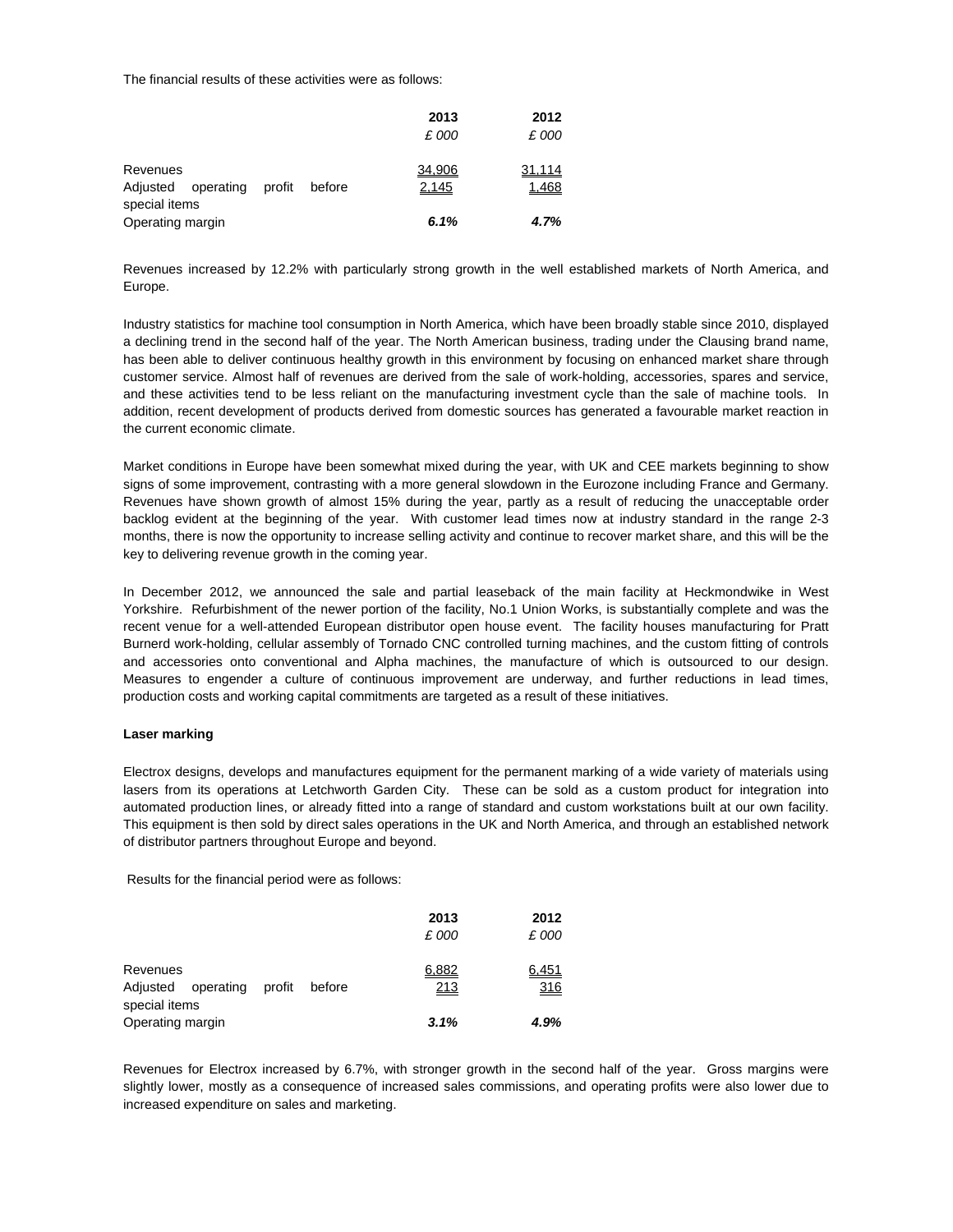The financial results of these activities were as follows:

| | 2013 | 2012 |
|---|---|---|
| | *£ 000* | *£ 000* |
| Revenues | 34,906 | 31,114 |
| Adjusted operating profit before special items | 2,145 | 1,468 |
| Operating margin | ***6.1%*** | ***4.7%*** |

Revenues increased by 12.2% with particularly strong growth in the well established markets of North America, and Europe.

Industry statistics for machine tool consumption in North America, which have been broadly stable since 2010, displayed a declining trend in the second half of the year. The North American business, trading under the Clausing brand name, has been able to deliver continuous healthy growth in this environment by focusing on enhanced market share through customer service. Almost half of revenues are derived from the sale of work-holding, accessories, spares and service, and these activities tend to be less reliant on the manufacturing investment cycle than the sale of machine tools. In addition, recent development of products derived from domestic sources has generated a favourable market reaction in the current economic climate.

Market conditions in Europe have been somewhat mixed during the year, with UK and CEE markets beginning to show signs of some improvement, contrasting with a more general slowdown in the Eurozone including France and Germany. Revenues have shown growth of almost 15% during the year, partly as a result of reducing the unacceptable order backlog evident at the beginning of the year. With customer lead times now at industry standard in the range 2-3 months, there is now the opportunity to increase selling activity and continue to recover market share, and this will be the key to delivering revenue growth in the coming year.

In December 2012, we announced the sale and partial leaseback of the main facility at Heckmondwike in West Yorkshire. Refurbishment of the newer portion of the facility, No.1 Union Works, is substantially complete and was the recent venue for a well-attended European distributor open house event. The facility houses manufacturing for Pratt Burnerd work-holding, cellular assembly of Tornado CNC controlled turning machines, and the custom fitting of controls and accessories onto conventional and Alpha machines, the manufacture of which is outsourced to our design. Measures to engender a culture of continuous improvement are underway, and further reductions in lead times, production costs and working capital commitments are targeted as a result of these initiatives.

**Laser marking**

Electrox designs, develops and manufactures equipment for the permanent marking of a wide variety of materials using lasers from its operations at Letchworth Garden City. These can be sold as a custom product for integration into automated production lines, or already fitted into a range of standard and custom workstations built at our own facility. This equipment is then sold by direct sales operations in the UK and North America, and through an established network of distributor partners throughout Europe and beyond.

Results for the financial period were as follows:

| | 2013 | 2012 |
|---|---|---|
| | *£ 000* | *£ 000* |
| Revenues | 6,882 | 6,451 |
| Adjusted operating profit before special items | 213 | 316 |
| Operating margin | ***3.1%*** | ***4.9%*** |

Revenues for Electrox increased by 6.7%, with stronger growth in the second half of the year. Gross margins were slightly lower, mostly as a consequence of increased sales commissions, and operating profits were also lower due to increased expenditure on sales and marketing.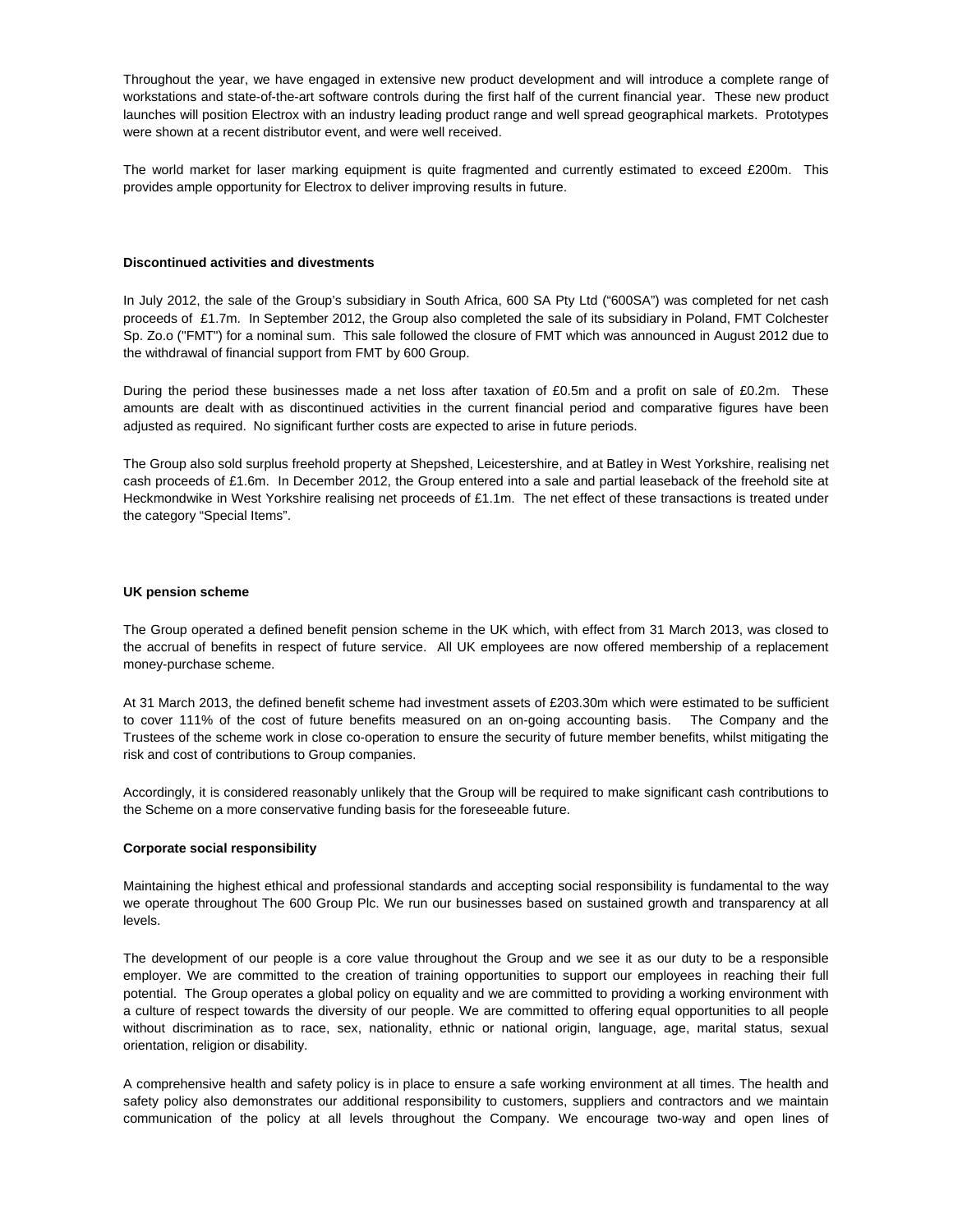Throughout the year, we have engaged in extensive new product development and will introduce a complete range of workstations and state-of-the-art software controls during the first half of the current financial year. These new product launches will position Electrox with an industry leading product range and well spread geographical markets. Prototypes were shown at a recent distributor event, and were well received.

The world market for laser marking equipment is quite fragmented and currently estimated to exceed £200m. This provides ample opportunity for Electrox to deliver improving results in future.

**Discontinued activities and divestments**

In July 2012, the sale of the Group's subsidiary in South Africa, 600 SA Pty Ltd ("600SA") was completed for net cash proceeds of £1.7m. In September 2012, the Group also completed the sale of its subsidiary in Poland, FMT Colchester Sp. Zo.o ("FMT") for a nominal sum. This sale followed the closure of FMT which was announced in August 2012 due to the withdrawal of financial support from FMT by 600 Group.

During the period these businesses made a net loss after taxation of £0.5m and a profit on sale of £0.2m. These amounts are dealt with as discontinued activities in the current financial period and comparative figures have been adjusted as required. No significant further costs are expected to arise in future periods.

The Group also sold surplus freehold property at Shepshed, Leicestershire, and at Batley in West Yorkshire, realising net cash proceeds of £1.6m. In December 2012, the Group entered into a sale and partial leaseback of the freehold site at Heckmondwike in West Yorkshire realising net proceeds of £1.1m. The net effect of these transactions is treated under the category "Special Items".

**UK pension scheme**

The Group operated a defined benefit pension scheme in the UK which, with effect from 31 March 2013, was closed to the accrual of benefits in respect of future service. All UK employees are now offered membership of a replacement money-purchase scheme.

At 31 March 2013, the defined benefit scheme had investment assets of £203.30m which were estimated to be sufficient to cover 111% of the cost of future benefits measured on an on-going accounting basis. The Company and the Trustees of the scheme work in close co-operation to ensure the security of future member benefits, whilst mitigating the risk and cost of contributions to Group companies.

Accordingly, it is considered reasonably unlikely that the Group will be required to make significant cash contributions to the Scheme on a more conservative funding basis for the foreseeable future.

**Corporate social responsibility**

Maintaining the highest ethical and professional standards and accepting social responsibility is fundamental to the way we operate throughout The 600 Group Plc. We run our businesses based on sustained growth and transparency at all levels.

The development of our people is a core value throughout the Group and we see it as our duty to be a responsible employer. We are committed to the creation of training opportunities to support our employees in reaching their full potential. The Group operates a global policy on equality and we are committed to providing a working environment with a culture of respect towards the diversity of our people. We are committed to offering equal opportunities to all people without discrimination as to race, sex, nationality, ethnic or national origin, language, age, marital status, sexual orientation, religion or disability.

A comprehensive health and safety policy is in place to ensure a safe working environment at all times. The health and safety policy also demonstrates our additional responsibility to customers, suppliers and contractors and we maintain communication of the policy at all levels throughout the Company. We encourage two-way and open lines of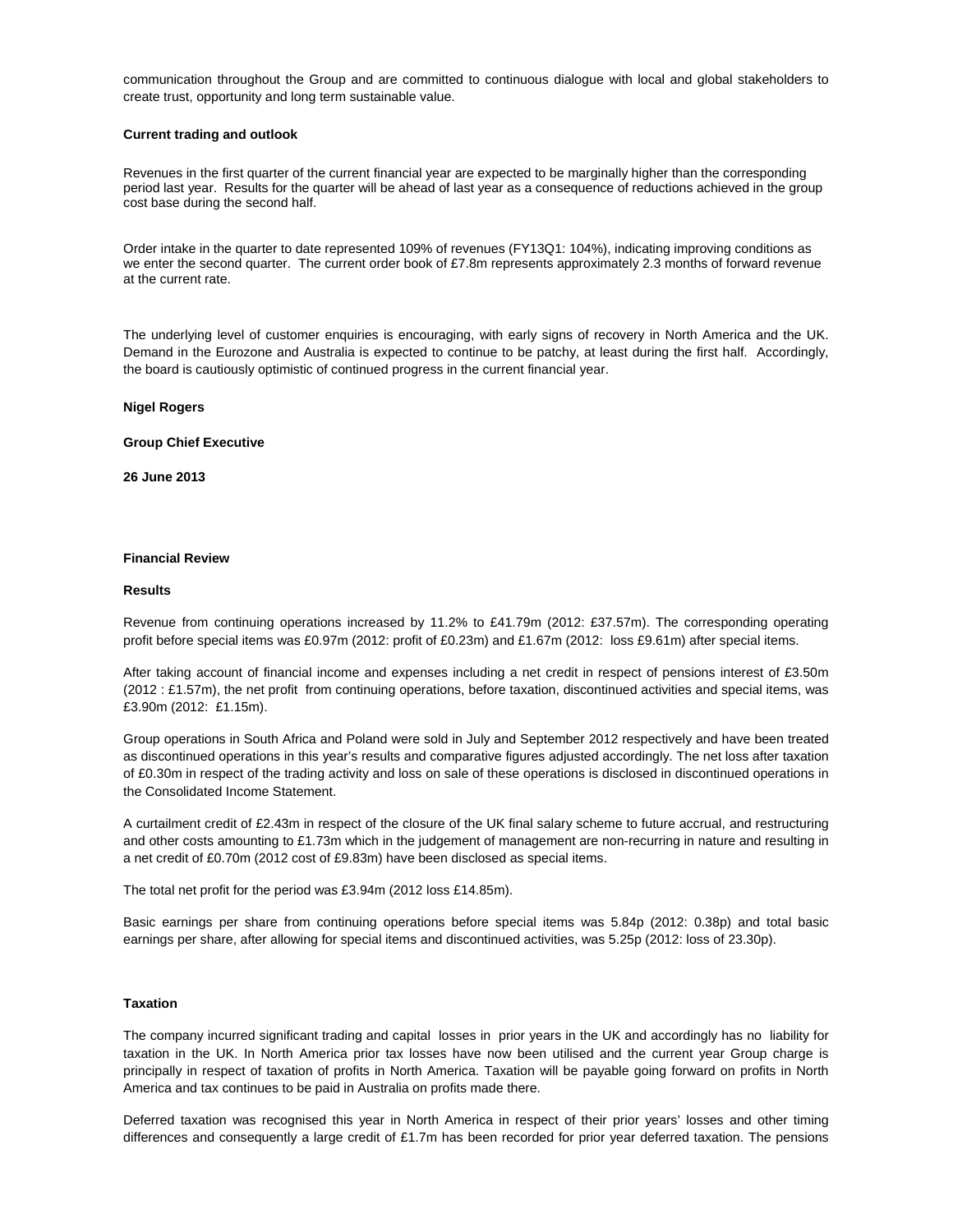communication throughout the Group and are committed to continuous dialogue with local and global stakeholders to create trust, opportunity and long term sustainable value.

**Current trading and outlook**

Revenues in the first quarter of the current financial year are expected to be marginally higher than the corresponding period last year. Results for the quarter will be ahead of last year as a consequence of reductions achieved in the group cost base during the second half.

Order intake in the quarter to date represented 109% of revenues (FY13Q1: 104%), indicating improving conditions as we enter the second quarter. The current order book of £7.8m represents approximately 2.3 months of forward revenue at the current rate.

The underlying level of customer enquiries is encouraging, with early signs of recovery in North America and the UK. Demand in the Eurozone and Australia is expected to continue to be patchy, at least during the first half. Accordingly, the board is cautiously optimistic of continued progress in the current financial year.

**Nigel Rogers**

**Group Chief Executive**

**26 June 2013**

**Financial Review**

**Results**

Revenue from continuing operations increased by 11.2% to £41.79m (2012: £37.57m). The corresponding operating profit before special items was £0.97m (2012: profit of £0.23m) and £1.67m (2012: loss £9.61m) after special items.

After taking account of financial income and expenses including a net credit in respect of pensions interest of £3.50m (2012 : £1.57m), the net profit from continuing operations, before taxation, discontinued activities and special items, was £3.90m (2012: £1.15m).

Group operations in South Africa and Poland were sold in July and September 2012 respectively and have been treated as discontinued operations in this year's results and comparative figures adjusted accordingly. The net loss after taxation of £0.30m in respect of the trading activity and loss on sale of these operations is disclosed in discontinued operations in the Consolidated Income Statement.

A curtailment credit of £2.43m in respect of the closure of the UK final salary scheme to future accrual, and restructuring and other costs amounting to £1.73m which in the judgement of management are non-recurring in nature and resulting in a net credit of £0.70m (2012 cost of £9.83m) have been disclosed as special items.

The total net profit for the period was £3.94m (2012 loss £14.85m).

Basic earnings per share from continuing operations before special items was 5.84p (2012: 0.38p) and total basic earnings per share, after allowing for special items and discontinued activities, was 5.25p (2012: loss of 23.30p).

**Taxation**

The company incurred significant trading and capital losses in prior years in the UK and accordingly has no liability for taxation in the UK. In North America prior tax losses have now been utilised and the current year Group charge is principally in respect of taxation of profits in North America. Taxation will be payable going forward on profits in North America and tax continues to be paid in Australia on profits made there.

Deferred taxation was recognised this year in North America in respect of their prior years' losses and other timing differences and consequently a large credit of £1.7m has been recorded for prior year deferred taxation. The pensions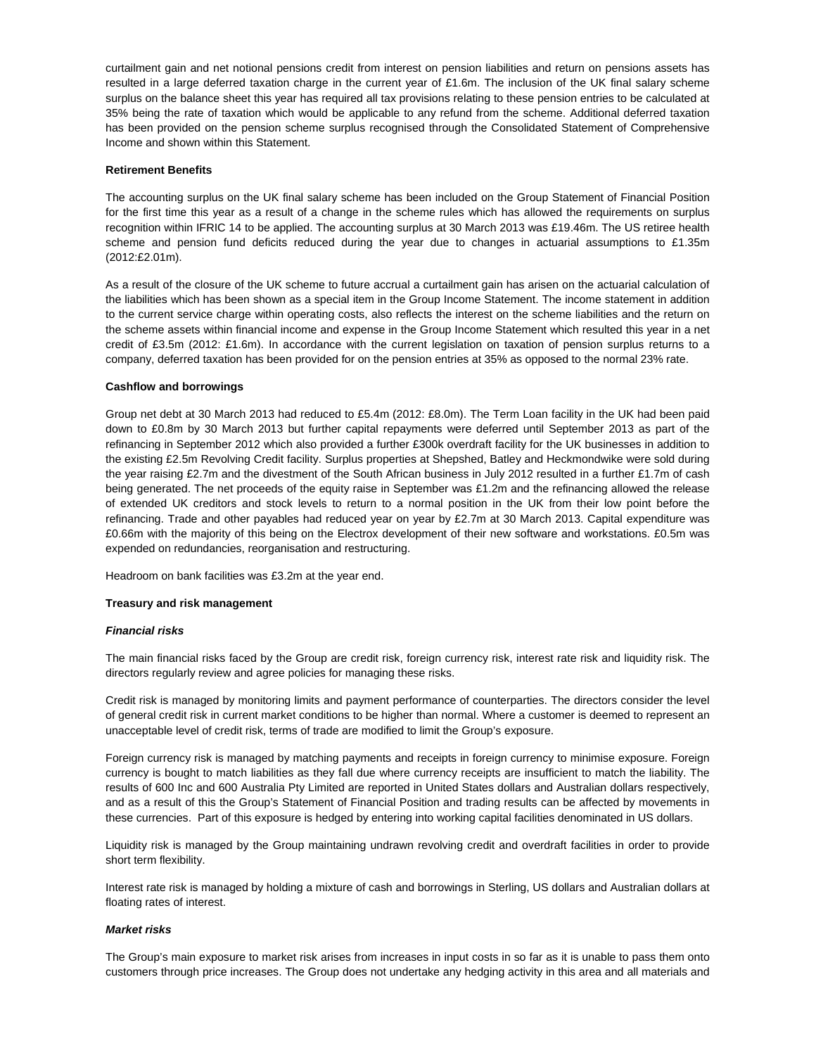curtailment gain and net notional pensions credit from interest on pension liabilities and return on pensions assets has resulted in a large deferred taxation charge in the current year of £1.6m. The inclusion of the UK final salary scheme surplus on the balance sheet this year has required all tax provisions relating to these pension entries to be calculated at 35% being the rate of taxation which would be applicable to any refund from the scheme. Additional deferred taxation has been provided on the pension scheme surplus recognised through the Consolidated Statement of Comprehensive Income and shown within this Statement.

**Retirement Benefits**

The accounting surplus on the UK final salary scheme has been included on the Group Statement of Financial Position for the first time this year as a result of a change in the scheme rules which has allowed the requirements on surplus recognition within IFRIC 14 to be applied. The accounting surplus at 30 March 2013 was £19.46m. The US retiree health scheme and pension fund deficits reduced during the year due to changes in actuarial assumptions to £1.35m (2012:£2.01m).

As a result of the closure of the UK scheme to future accrual a curtailment gain has arisen on the actuarial calculation of the liabilities which has been shown as a special item in the Group Income Statement. The income statement in addition to the current service charge within operating costs, also reflects the interest on the scheme liabilities and the return on the scheme assets within financial income and expense in the Group Income Statement which resulted this year in a net credit of £3.5m (2012: £1.6m). In accordance with the current legislation on taxation of pension surplus returns to a company, deferred taxation has been provided for on the pension entries at 35% as opposed to the normal 23% rate.

**Cashflow and borrowings**

Group net debt at 30 March 2013 had reduced to £5.4m (2012: £8.0m). The Term Loan facility in the UK had been paid down to £0.8m by 30 March 2013 but further capital repayments were deferred until September 2013 as part of the refinancing in September 2012 which also provided a further £300k overdraft facility for the UK businesses in addition to the existing £2.5m Revolving Credit facility. Surplus properties at Shepshed, Batley and Heckmondwike were sold during the year raising £2.7m and the divestment of the South African business in July 2012 resulted in a further £1.7m of cash being generated. The net proceeds of the equity raise in September was £1.2m and the refinancing allowed the release of extended UK creditors and stock levels to return to a normal position in the UK from their low point before the refinancing. Trade and other payables had reduced year on year by £2.7m at 30 March 2013. Capital expenditure was £0.66m with the majority of this being on the Electrox development of their new software and workstations. £0.5m was expended on redundancies, reorganisation and restructuring.

Headroom on bank facilities was £3.2m at the year end.

**Treasury and risk management**

***Financial risks***

The main financial risks faced by the Group are credit risk, foreign currency risk, interest rate risk and liquidity risk. The directors regularly review and agree policies for managing these risks.

Credit risk is managed by monitoring limits and payment performance of counterparties. The directors consider the level of general credit risk in current market conditions to be higher than normal. Where a customer is deemed to represent an unacceptable level of credit risk, terms of trade are modified to limit the Group's exposure.

Foreign currency risk is managed by matching payments and receipts in foreign currency to minimise exposure. Foreign currency is bought to match liabilities as they fall due where currency receipts are insufficient to match the liability. The results of 600 Inc and 600 Australia Pty Limited are reported in United States dollars and Australian dollars respectively, and as a result of this the Group's Statement of Financial Position and trading results can be affected by movements in these currencies. Part of this exposure is hedged by entering into working capital facilities denominated in US dollars.

Liquidity risk is managed by the Group maintaining undrawn revolving credit and overdraft facilities in order to provide short term flexibility.

Interest rate risk is managed by holding a mixture of cash and borrowings in Sterling, US dollars and Australian dollars at floating rates of interest.

***Market risks***

The Group's main exposure to market risk arises from increases in input costs in so far as it is unable to pass them onto customers through price increases. The Group does not undertake any hedging activity in this area and all materials and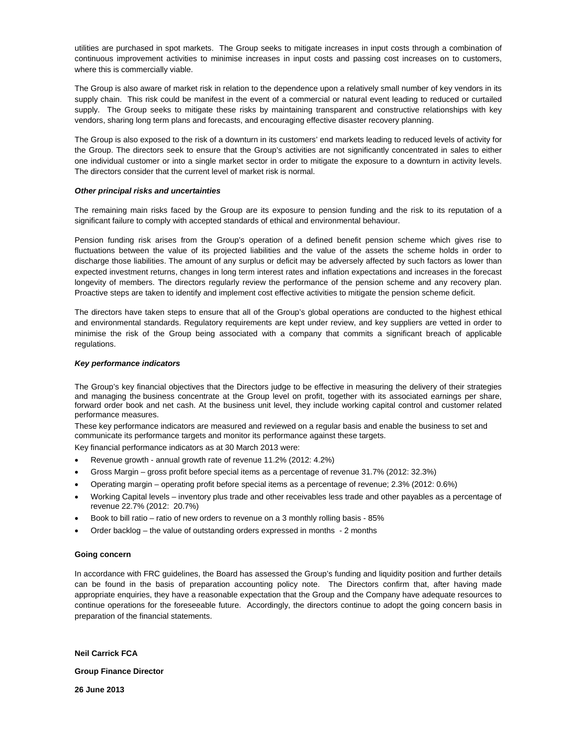utilities are purchased in spot markets. The Group seeks to mitigate increases in input costs through a combination of continuous improvement activities to minimise increases in input costs and passing cost increases on to customers, where this is commercially viable.

The Group is also aware of market risk in relation to the dependence upon a relatively small number of key vendors in its supply chain. This risk could be manifest in the event of a commercial or natural event leading to reduced or curtailed supply. The Group seeks to mitigate these risks by maintaining transparent and constructive relationships with key vendors, sharing long term plans and forecasts, and encouraging effective disaster recovery planning.

The Group is also exposed to the risk of a downturn in its customers' end markets leading to reduced levels of activity for the Group. The directors seek to ensure that the Group's activities are not significantly concentrated in sales to either one individual customer or into a single market sector in order to mitigate the exposure to a downturn in activity levels. The directors consider that the current level of market risk is normal.

***Other principal risks and uncertainties***

The remaining main risks faced by the Group are its exposure to pension funding and the risk to its reputation of a significant failure to comply with accepted standards of ethical and environmental behaviour.

Pension funding risk arises from the Group's operation of a defined benefit pension scheme which gives rise to fluctuations between the value of its projected liabilities and the value of the assets the scheme holds in order to discharge those liabilities. The amount of any surplus or deficit may be adversely affected by such factors as lower than expected investment returns, changes in long term interest rates and inflation expectations and increases in the forecast longevity of members. The directors regularly review the performance of the pension scheme and any recovery plan. Proactive steps are taken to identify and implement cost effective activities to mitigate the pension scheme deficit.

The directors have taken steps to ensure that all of the Group's global operations are conducted to the highest ethical and environmental standards. Regulatory requirements are kept under review, and key suppliers are vetted in order to minimise the risk of the Group being associated with a company that commits a significant breach of applicable regulations.

***Key performance indicators***

The Group's key financial objectives that the Directors judge to be effective in measuring the delivery of their strategies and managing the business concentrate at the Group level on profit, together with its associated earnings per share, forward order book and net cash. At the business unit level, they include working capital control and customer related performance measures.

These key performance indicators are measured and reviewed on a regular basis and enable the business to set and communicate its performance targets and monitor its performance against these targets.

Key financial performance indicators as at 30 March 2013 were:

- Revenue growth - annual growth rate of revenue 11.2% (2012: 4.2%)
- Gross Margin – gross profit before special items as a percentage of revenue 31.7% (2012: 32.3%)
- Operating margin – operating profit before special items as a percentage of revenue; 2.3% (2012: 0.6%)
- Working Capital levels – inventory plus trade and other receivables less trade and other payables as a percentage of revenue 22.7% (2012: 20.7%)
- Book to bill ratio – ratio of new orders to revenue on a 3 monthly rolling basis - 85%
- Order backlog – the value of outstanding orders expressed in months - 2 months

**Going concern**

In accordance with FRC guidelines, the Board has assessed the Group's funding and liquidity position and further details can be found in the basis of preparation accounting policy note. The Directors confirm that, after having made appropriate enquiries, they have a reasonable expectation that the Group and the Company have adequate resources to continue operations for the foreseeable future. Accordingly, the directors continue to adopt the going concern basis in preparation of the financial statements.

**Neil Carrick FCA**

**Group Finance Director**

**26 June 2013**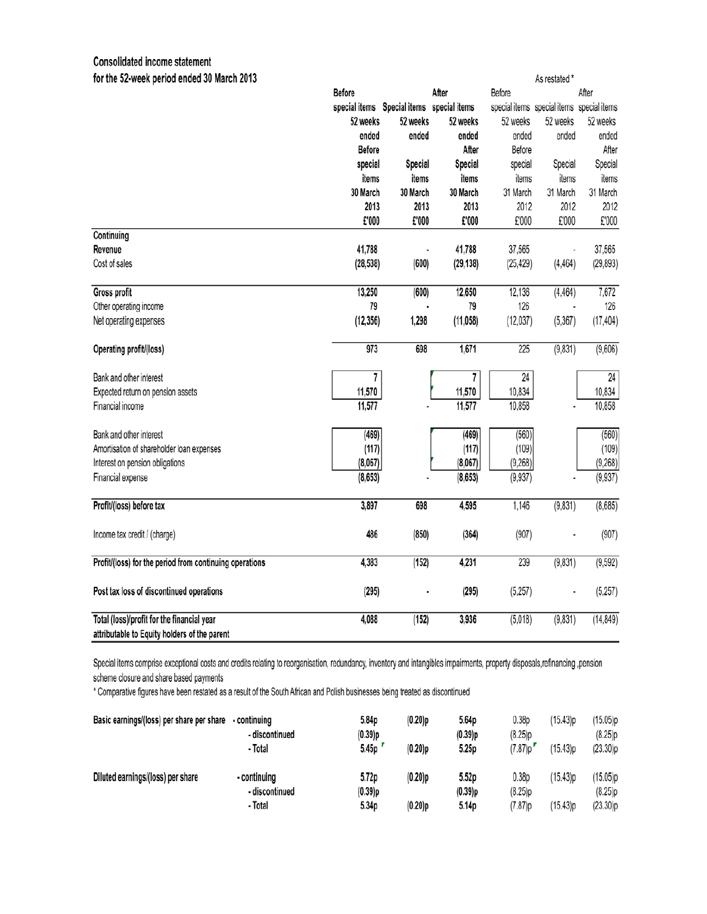# Consolidated income statement

## for the 52-week period ended 30 March 2013

| | Before special items 52 weeks ended Before special items 30 March 2013 £'000 | Special items 52 weeks ended Special items 30 March 2013 £'000 | After special items 52 weeks ended After Special items 30 March 2013 £'000 | As restated* Before special items 52 weeks ended Before special items 31 March 2012 £'000 | As restated* Special items 52 weeks ended Special items 31 March 2012 £'000 | As restated* After special items 52 weeks ended After Special items 31 March 2012 £'000 |
|---|---|---|---|---|---|---|
| **Continuing** | | | | | | |
| **Revenue** | 41,788 | - | 41,788 | 37,565 | - | 37,565 |
| Cost of sales | (28,538) | (600) | (29,138) | (25,429) | (4,464) | (29,893) |
| **Gross profit** | 13,250 | (600) | 12,650 | 12,136 | (4,464) | 7,672 |
| Other operating income | 79 | - | 79 | 126 | - | 126 |
| Net operating expenses | (12,356) | 1,298 | (11,058) | (12,037) | (5,367) | (17,404) |
| **Operating profit/(loss)** | 973 | 698 | 1,671 | 225 | (9,831) | (9,606) |
| Bank and other interest | 7 | | 7 | 24 | | 24 |
| Expected return on pension assets | 11,570 | | 11,570 | 10,834 | | 10,834 |
| Financial income | 11,577 | - | 11,577 | 10,858 | - | 10,858 |
| Bank and other interest | (469) | | (469) | (560) | | (560) |
| Amortisation of shareholder loan expenses | (117) | | (117) | (109) | | (109) |
| Interest on pension obligations | (8,067) | | (8,067) | (9,268) | | (9,268) |
| Financial expense | (8,653) | - | (8,653) | (9,937) | - | (9,937) |
| **Profit/(loss) before tax** | 3,897 | 698 | 4,595 | 1,146 | (9,831) | (8,685) |
| Income tax credit / (charge) | 486 | (850) | (364) | (907) | - | (907) |
| **Profit/(loss) for the period from continuing operations** | 4,383 | (152) | 4,231 | 239 | (9,831) | (9,592) |
| **Post tax loss of discontinued operations** | (295) | - | (295) | (5,257) | - | (5,257) |
| **Total (loss)/profit for the financial year attributable to Equity holders of the parent** | 4,088 | (152) | 3,936 | (5,018) | (9,831) | (14,849) |

Special items comprise exceptional costs and credits relating to reorganisation, redundancy, inventory and intangibles impairments, property disposals,refinancing ,pension scheme closure and share based payments

\* Comparative figures have been restated as a result of the South African and Polish businesses being treated as discontinued

| | | 2013 Before special items | 2013 Special items | 2013 After special items | 2012 Before special items | 2012 Special items | 2012 After special items |
|---|---|---|---|---|---|---|---|
| **Basic earnings/(loss) per share per share** | - continuing | 5.84p | (0.20)p | 5.64p | 0.38p | (15.43)p | (15.05)p |
| | - discontinued | (0.39)p | | (0.39)p | (8.25)p | | (8.25)p |
| | - Total | 5.45p | (0.20)p | 5.25p | (7.87)p | (15.43)p | (23.30)p |
| **Diluted earnings/(loss) per share** | - continuing | 5.72p | (0.20)p | 5.52p | 0.38p | (15.43)p | (15.05)p |
| | - discontinued | (0.39)p | | (0.39)p | (8.25)p | | (8.25)p |
| | - Total | 5.34p | (0.20)p | 5.14p | (7.87)p | (15.43)p | (23.30)p |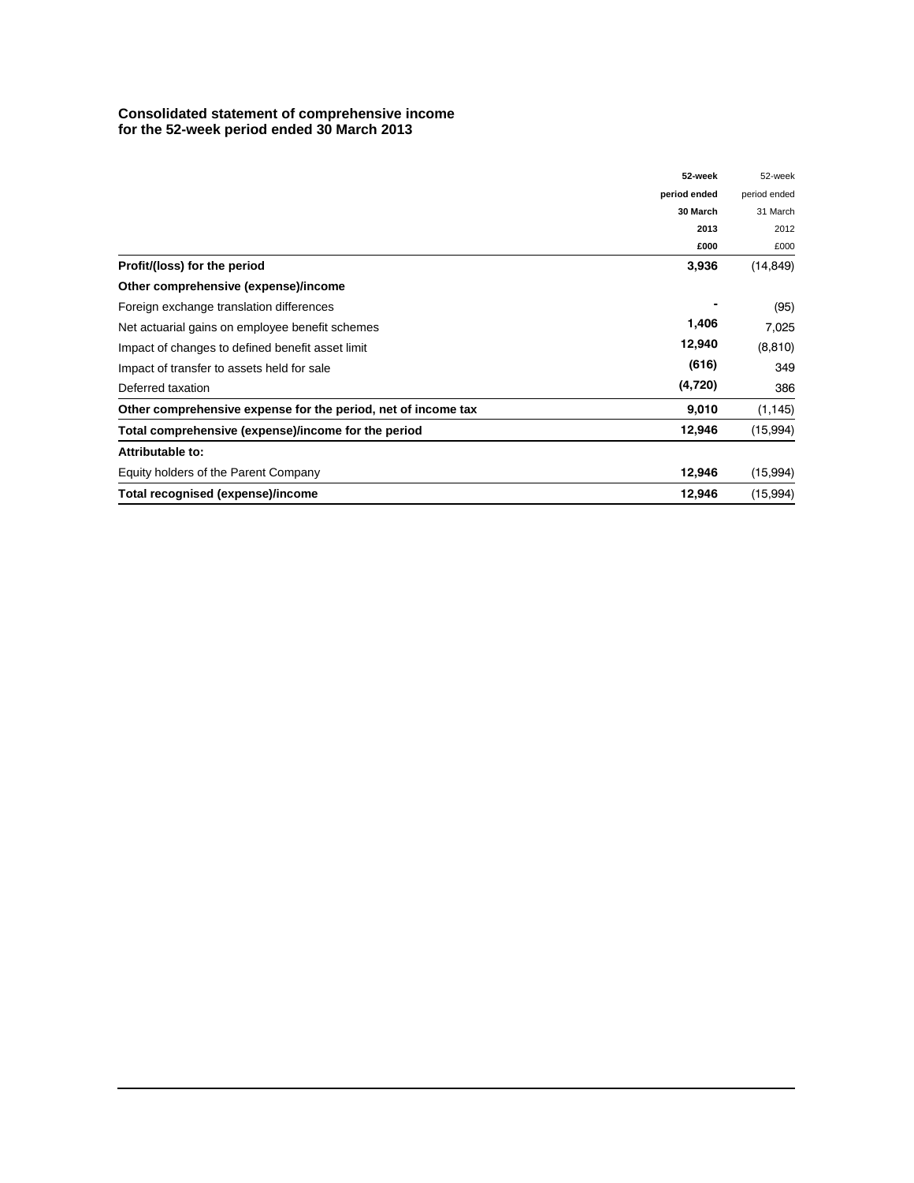## Consolidated statement of comprehensive income
## for the 52-week period ended 30 March 2013

| | 52-week period ended 30 March 2013 £000 | 52-week period ended 31 March 2012 £000 |
|---|---|---|
| **Profit/(loss) for the period** | **3,936** | (14,849) |
| **Other comprehensive (expense)/income** | | |
| Foreign exchange translation differences | **-** | (95) |
| Net actuarial gains on employee benefit schemes | **1,406** | 7,025 |
| Impact of changes to defined benefit asset limit | **12,940** | (8,810) |
| Impact of transfer to assets held for sale | **(616)** | 349 |
| Deferred taxation | **(4,720)** | 386 |
| **Other comprehensive expense for the period, net of income tax** | **9,010** | (1,145) |
| **Total comprehensive (expense)/income for the period** | **12,946** | (15,994) |
| **Attributable to:** | | |
| Equity holders of the Parent Company | **12,946** | (15,994) |
| **Total recognised (expense)/income** | **12,946** | (15,994) |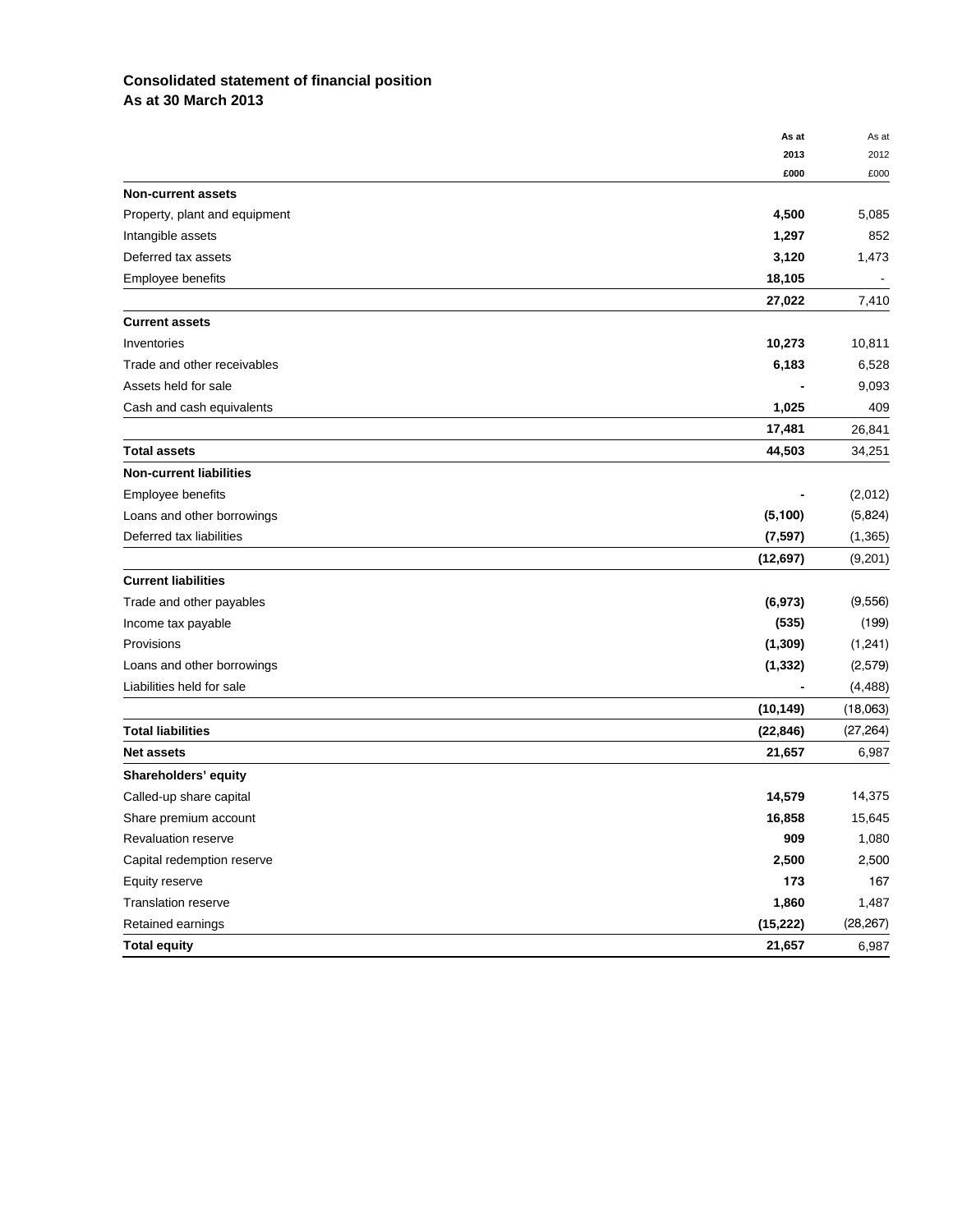**Consolidated statement of financial position**
**As at 30 March 2013**

| | As at 2013 £000 | As at 2012 £000 |
|---|---|---|
| **Non-current assets** | | |
| Property, plant and equipment | **4,500** | 5,085 |
| Intangible assets | **1,297** | 852 |
| Deferred tax assets | **3,120** | 1,473 |
| Employee benefits | **18,105** | - |
| | **27,022** | 7,410 |
| **Current assets** | | |
| Inventories | **10,273** | 10,811 |
| Trade and other receivables | **6,183** | 6,528 |
| Assets held for sale | **-** | 9,093 |
| Cash and cash equivalents | **1,025** | 409 |
| | **17,481** | 26,841 |
| **Total assets** | **44,503** | 34,251 |
| **Non-current liabilities** | | |
| Employee benefits | **-** | (2,012) |
| Loans and other borrowings | **(5,100)** | (5,824) |
| Deferred tax liabilities | **(7,597)** | (1,365) |
| | **(12,697)** | (9,201) |
| **Current liabilities** | | |
| Trade and other payables | **(6,973)** | (9,556) |
| Income tax payable | **(535)** | (199) |
| Provisions | **(1,309)** | (1,241) |
| Loans and other borrowings | **(1,332)** | (2,579) |
| Liabilities held for sale | **-** | (4,488) |
| | **(10,149)** | (18,063) |
| **Total liabilities** | **(22,846)** | (27,264) |
| **Net assets** | **21,657** | 6,987 |
| **Shareholders' equity** | | |
| Called-up share capital | **14,579** | 14,375 |
| Share premium account | **16,858** | 15,645 |
| Revaluation reserve | **909** | 1,080 |
| Capital redemption reserve | **2,500** | 2,500 |
| Equity reserve | **173** | 167 |
| Translation reserve | **1,860** | 1,487 |
| Retained earnings | **(15,222)** | (28,267) |
| **Total equity** | **21,657** | 6,987 |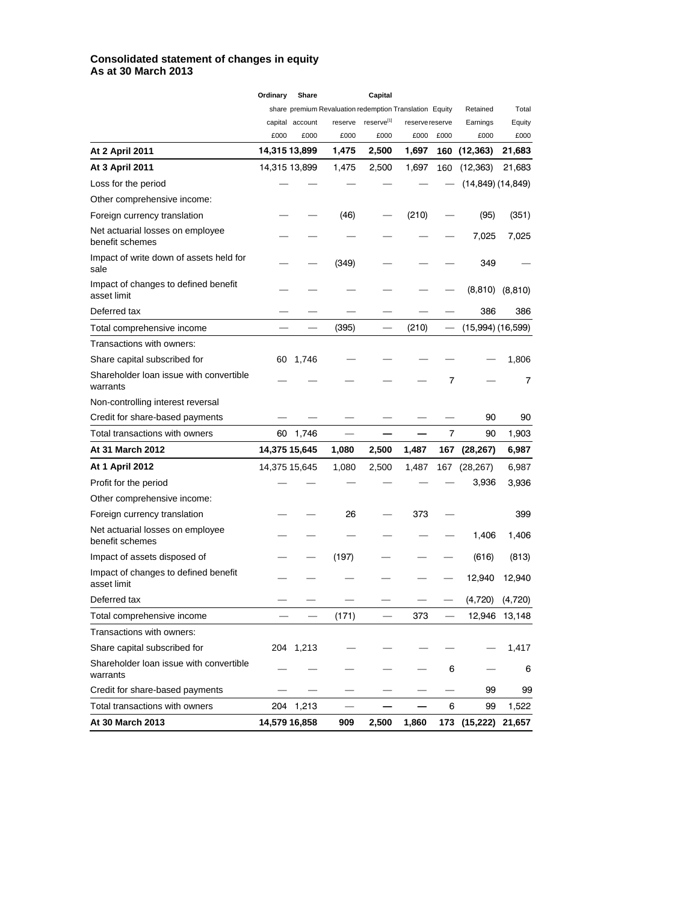## Consolidated statement of changes in equity
## As at 30 March 2013

| | Ordinary share capital | Share premium account | Revaluation reserve | Capital redemption reserve[1] | Translation reserve | Equity reserve | Retained Earnings | Total Equity |
|---|---|---|---|---|---|---|---|---|
| | £000 | £000 | £000 | £000 | £000 | £000 | £000 | £000 |
| **At 2 April 2011** | **14,315** | **13,899** | **1,475** | **2,500** | **1,697** | **160** | **(12,363)** | **21,683** |
| **At 3 April 2011** | 14,315 | 13,899 | 1,475 | 2,500 | 1,697 | 160 | (12,363) | 21,683 |
| Loss for the period | — | — | — | — | — | — | (14,849) | (14,849) |
| Other comprehensive income: | | | | | | | | |
| Foreign currency translation | — | — | (46) | — | (210) | — | (95) | (351) |
| Net actuarial losses on employee benefit schemes | — | — | — | — | — | — | 7,025 | 7,025 |
| Impact of write down of assets held for sale | — | — | (349) | — | — | — | 349 | — |
| Impact of changes to defined benefit asset limit | — | — | — | — | — | — | (8,810) | (8,810) |
| Deferred tax | — | — | — | — | — | — | 386 | 386 |
| Total comprehensive income | — | — | (395) | — | (210) | — | (15,994) | (16,599) |
| Transactions with owners: | | | | | | | | |
| Share capital subscribed for | 60 | 1,746 | — | — | — | — | — | 1,806 |
| Shareholder loan issue with convertible warrants | — | — | — | — | — | 7 | — | 7 |
| Non-controlling interest reversal | | | | | | | | |
| Credit for share-based payments | — | — | — | — | — | — | 90 | 90 |
| Total transactions with owners | 60 | 1,746 | — | — | — | 7 | 90 | 1,903 |
| **At 31 March 2012** | **14,375** | **15,645** | **1,080** | **2,500** | **1,487** | **167** | **(28,267)** | **6,987** |
| **At 1 April 2012** | 14,375 | 15,645 | 1,080 | 2,500 | 1,487 | 167 | (28,267) | 6,987 |
| Profit for the period | — | — | — | — | — | — | 3,936 | 3,936 |
| Other comprehensive income: | | | | | | | | |
| Foreign currency translation | — | — | 26 | — | 373 | — | | 399 |
| Net actuarial losses on employee benefit schemes | — | — | — | — | — | — | 1,406 | 1,406 |
| Impact of assets disposed of | — | — | (197) | — | — | — | (616) | (813) |
| Impact of changes to defined benefit asset limit | — | — | — | — | — | — | 12,940 | 12,940 |
| Deferred tax | — | — | — | — | — | — | (4,720) | (4,720) |
| Total comprehensive income | — | — | (171) | — | 373 | — | 12,946 | 13,148 |
| Transactions with owners: | | | | | | | | |
| Share capital subscribed for | 204 | 1,213 | — | — | — | — | — | 1,417 |
| Shareholder loan issue with convertible warrants | — | — | — | — | — | 6 | — | 6 |
| Credit for share-based payments | — | — | — | — | — | — | 99 | 99 |
| Total transactions with owners | 204 | 1,213 | — | — | — | 6 | 99 | 1,522 |
| **At 30 March 2013** | **14,579** | **16,858** | **909** | **2,500** | **1,860** | **173** | **(15,222)** | **21,657** |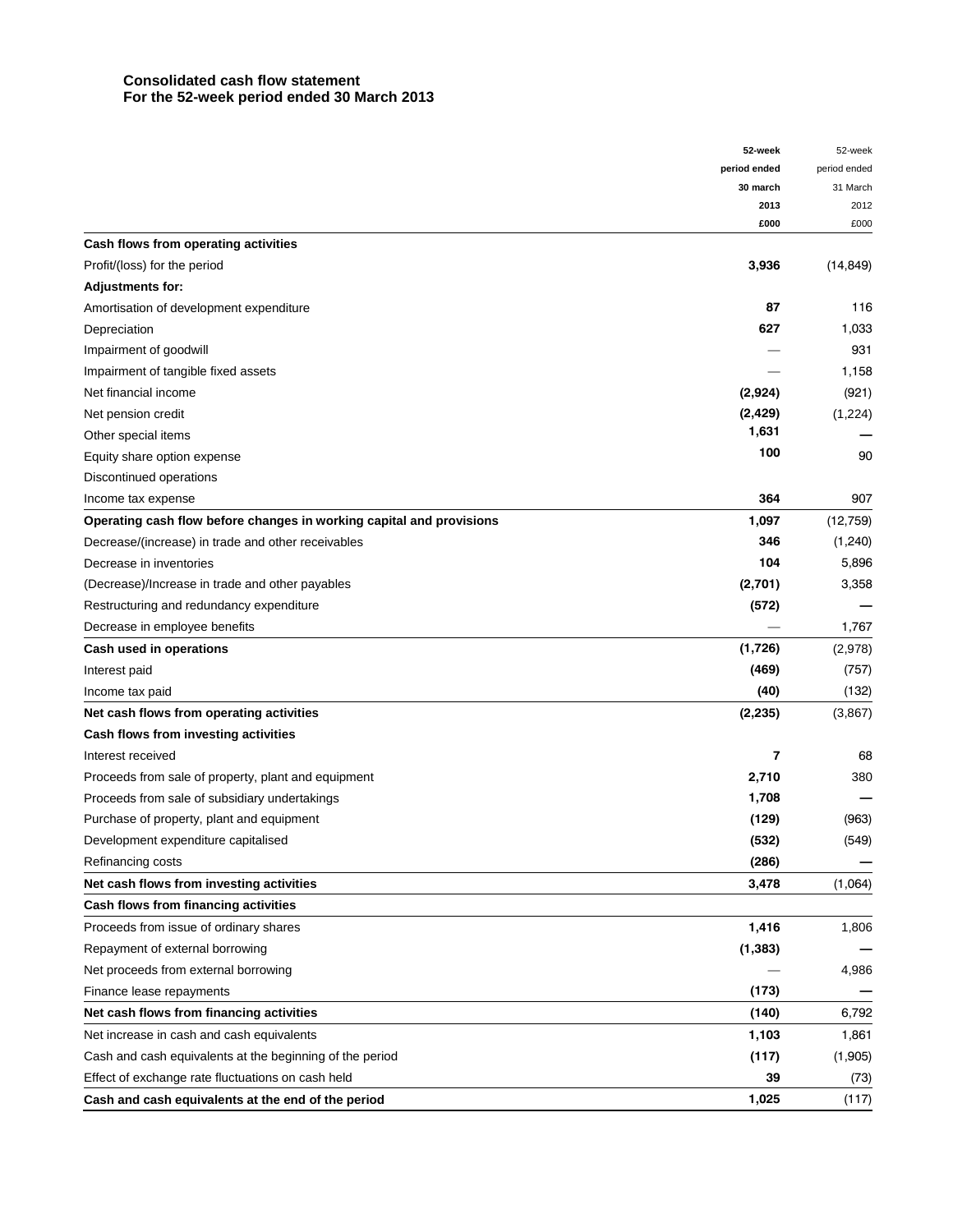**Consolidated cash flow statement**
**For the 52-week period ended 30 March 2013**

| | 52-week period ended 30 march 2013 £000 | 52-week period ended 31 March 2012 £000 |
|---|---|---|
| **Cash flows from operating activities** | | |
| Profit/(loss) for the period | **3,936** | (14,849) |
| **Adjustments for:** | | |
| Amortisation of development expenditure | **87** | 116 |
| Depreciation | **627** | 1,033 |
| Impairment of goodwill | — | 931 |
| Impairment of tangible fixed assets | — | 1,158 |
| Net financial income | **(2,924)** | (921) |
| Net pension credit | **(2,429)** | (1,224) |
| Other special items | **1,631** | — |
| Equity share option expense | **100** | 90 |
| Discontinued operations | | |
| Income tax expense | **364** | 907 |
| **Operating cash flow before changes in working capital and provisions** | **1,097** | (12,759) |
| Decrease/(increase) in trade and other receivables | **346** | (1,240) |
| Decrease in inventories | **104** | 5,896 |
| (Decrease)/Increase in trade and other payables | **(2,701)** | 3,358 |
| Restructuring and redundancy expenditure | **(572)** | — |
| Decrease in employee benefits | — | 1,767 |
| **Cash used in operations** | **(1,726)** | (2,978) |
| Interest paid | **(469)** | (757) |
| Income tax paid | **(40)** | (132) |
| **Net cash flows from operating activities** | **(2,235)** | (3,867) |
| **Cash flows from investing activities** | | |
| Interest received | **7** | 68 |
| Proceeds from sale of property, plant and equipment | **2,710** | 380 |
| Proceeds from sale of subsidiary undertakings | **1,708** | — |
| Purchase of property, plant and equipment | **(129)** | (963) |
| Development expenditure capitalised | **(532)** | (549) |
| Refinancing costs | **(286)** | — |
| **Net cash flows from investing activities** | **3,478** | (1,064) |
| **Cash flows from financing activities** | | |
| Proceeds from issue of ordinary shares | **1,416** | 1,806 |
| Repayment of external borrowing | **(1,383)** | — |
| Net proceeds from external borrowing | — | 4,986 |
| Finance lease repayments | **(173)** | — |
| **Net cash flows from financing activities** | **(140)** | 6,792 |
| Net increase in cash and cash equivalents | **1,103** | 1,861 |
| Cash and cash equivalents at the beginning of the period | **(117)** | (1,905) |
| Effect of exchange rate fluctuations on cash held | **39** | (73) |
| **Cash and cash equivalents at the end of the period** | **1,025** | (117) |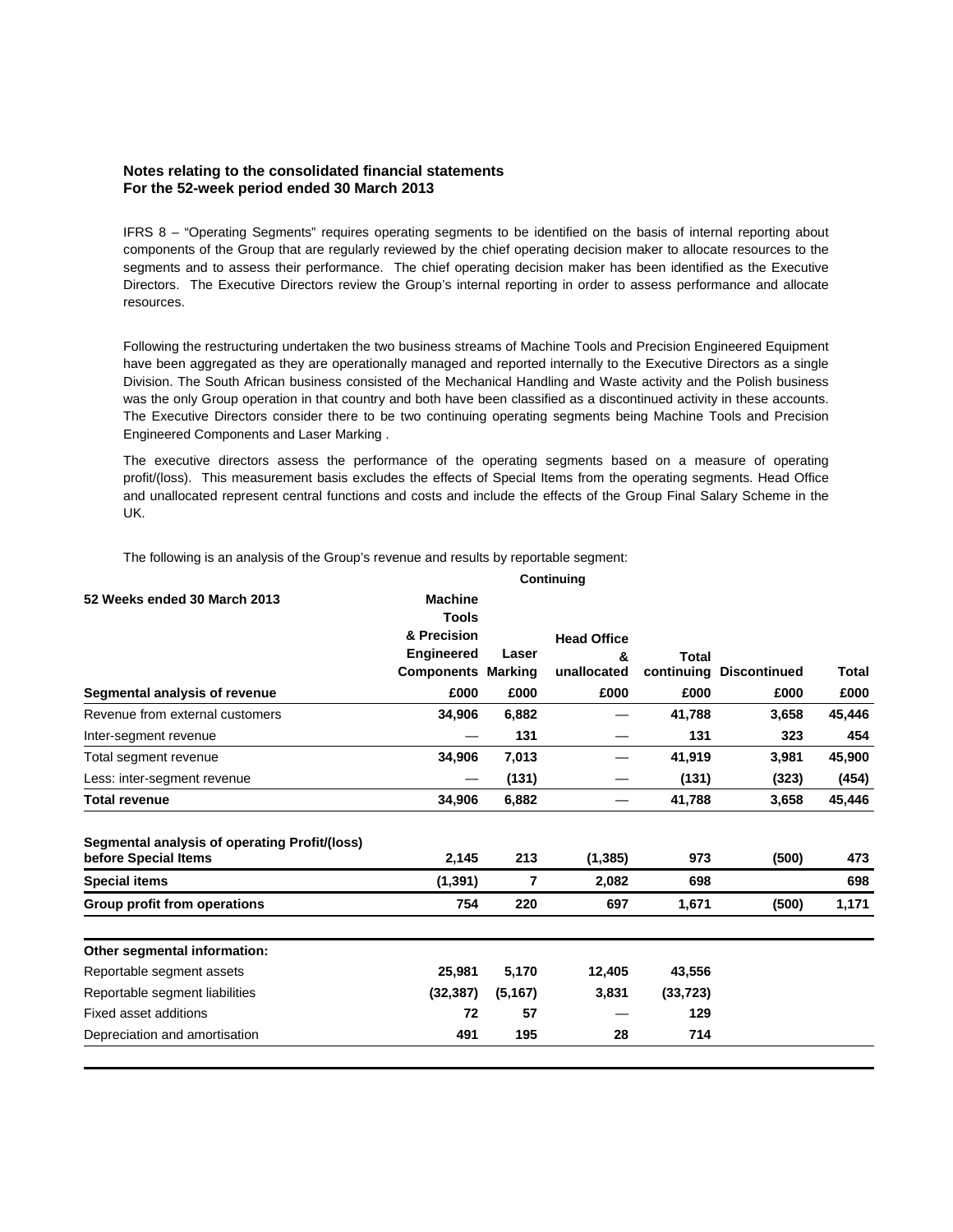**Notes relating to the consolidated financial statements**
**For the 52-week period ended 30 March 2013**

IFRS 8 – "Operating Segments" requires operating segments to be identified on the basis of internal reporting about components of the Group that are regularly reviewed by the chief operating decision maker to allocate resources to the segments and to assess their performance. The chief operating decision maker has been identified as the Executive Directors. The Executive Directors review the Group's internal reporting in order to assess performance and allocate resources.

Following the restructuring undertaken the two business streams of Machine Tools and Precision Engineered Equipment have been aggregated as they are operationally managed and reported internally to the Executive Directors as a single Division. The South African business consisted of the Mechanical Handling and Waste activity and the Polish business was the only Group operation in that country and both have been classified as a discontinued activity in these accounts. The Executive Directors consider there to be two continuing operating segments being Machine Tools and Precision Engineered Components and Laser Marking .

The executive directors assess the performance of the operating segments based on a measure of operating profit/(loss). This measurement basis excludes the effects of Special Items from the operating segments. Head Office and unallocated represent central functions and costs and include the effects of the Group Final Salary Scheme in the UK.

The following is an analysis of the Group's revenue and results by reportable segment:

| | Continuing | | | | | |
|---|---|---|---|---|---|---|
| **52 Weeks ended 30 March 2013** | **Machine Tools & Precision Engineered Components** | **Laser Marking** | **Head Office & unallocated** | **Total continuing** | **Discontinued** | **Total** |
| **Segmental analysis of revenue** | **£000** | **£000** | **£000** | **£000** | **£000** | **£000** |
| Revenue from external customers | **34,906** | **6,882** | **—** | **41,788** | **3,658** | **45,446** |
| Inter-segment revenue | **—** | **131** | **—** | **131** | **323** | **454** |
| Total segment revenue | **34,906** | **7,013** | **—** | **41,919** | **3,981** | **45,900** |
| Less: inter-segment revenue | **—** | **(131)** | **—** | **(131)** | **(323)** | **(454)** |
| **Total revenue** | **34,906** | **6,882** | **—** | **41,788** | **3,658** | **45,446** |
| | | | | | | |
| **Segmental analysis of operating Profit/(loss) before Special Items** | **2,145** | **213** | **(1,385)** | **973** | **(500)** | **473** |
| **Special items** | **(1,391)** | **7** | **2,082** | **698** | | **698** |
| **Group profit from operations** | **754** | **220** | **697** | **1,671** | **(500)** | **1,171** |
| | | | | | | |
| **Other segmental information:** | | | | | | |
| Reportable segment assets | **25,981** | **5,170** | **12,405** | **43,556** | | |
| Reportable segment liabilities | **(32,387)** | **(5,167)** | **3,831** | **(33,723)** | | |
| Fixed asset additions | **72** | **57** | **—** | **129** | | |
| Depreciation and amortisation | **491** | **195** | **28** | **714** | | |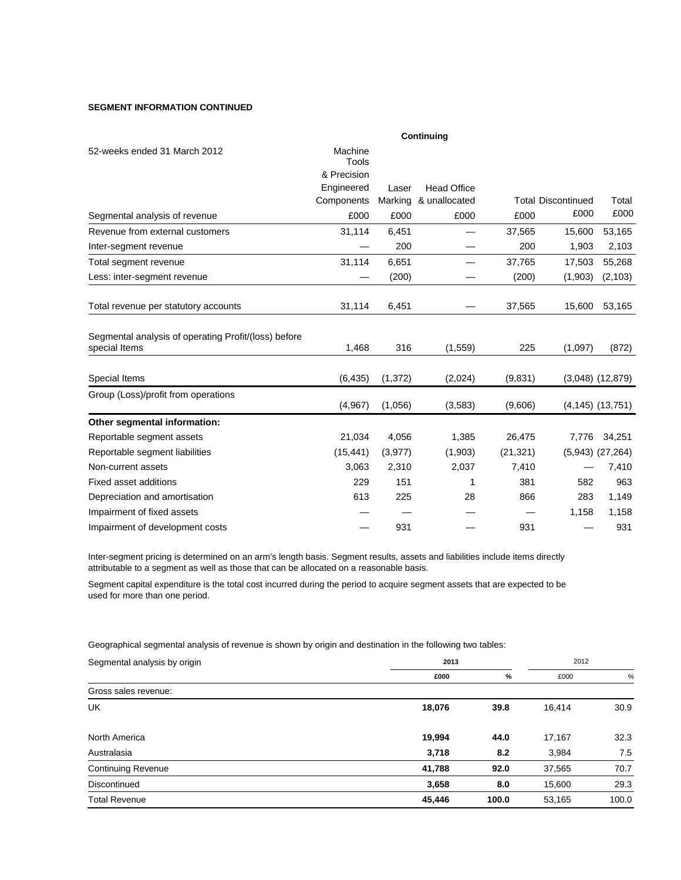**SEGMENT INFORMATION CONTINUED**

| 52-weeks ended 31 March 2012 | Continuing | | | | | |
|---|---|---|---|---|---|---|
| Segmental analysis of revenue | Machine Tools & Precision Engineered Components £000 | Laser Marking £000 | Head Office & unallocated £000 | Total £000 | Discontinued £000 | Total £000 |
| Revenue from external customers | 31,114 | 6,451 | — | 37,565 | 15,600 | 53,165 |
| Inter-segment revenue | — | 200 | — | 200 | 1,903 | 2,103 |
| Total segment revenue | 31,114 | 6,651 | — | 37,765 | 17,503 | 55,268 |
| Less: inter-segment revenue | — | (200) | — | (200) | (1,903) | (2,103) |
| Total revenue per statutory accounts | 31,114 | 6,451 | — | 37,565 | 15,600 | 53,165 |
| Segmental analysis of operating Profit/(loss) before special Items | 1,468 | 316 | (1,559) | 225 | (1,097) | (872) |
| Special Items | (6,435) | (1,372) | (2,024) | (9,831) | (3,048) | (12,879) |
| Group (Loss)/profit from operations | (4,967) | (1,056) | (3,583) | (9,606) | (4,145) | (13,751) |
| **Other segmental information:** | | | | | | |
| Reportable segment assets | 21,034 | 4,056 | 1,385 | 26,475 | 7,776 | 34,251 |
| Reportable segment liabilities | (15,441) | (3,977) | (1,903) | (21,321) | (5,943) | (27,264) |
| Non-current assets | 3,063 | 2,310 | 2,037 | 7,410 | — | 7,410 |
| Fixed asset additions | 229 | 151 | 1 | 381 | 582 | 963 |
| Depreciation and amortisation | 613 | 225 | 28 | 866 | 283 | 1,149 |
| Impairment of fixed assets | — | — | — | — | 1,158 | 1,158 |
| Impairment of development costs | — | 931 | — | 931 | — | 931 |

Inter-segment pricing is determined on an arm's length basis. Segment results, assets and liabilities include items directly attributable to a segment as well as those that can be allocated on a reasonable basis.

Segment capital expenditure is the total cost incurred during the period to acquire segment assets that are expected to be used for more than one period.

Geographical segmental analysis of revenue is shown by origin and destination in the following two tables:

| Segmental analysis by origin | 2013 | | 2012 | |
|---|---|---|---|---|
| | £000 | % | £000 | % |
| Gross sales revenue: | | | | |
| UK | **18,076** | **39.8** | 16,414 | 30.9 |
| North America | **19,994** | **44.0** | 17,167 | 32.3 |
| Australasia | **3,718** | **8.2** | 3,984 | 7.5 |
| Continuing Revenue | **41,788** | **92.0** | 37,565 | 70.7 |
| Discontinued | **3,658** | **8.0** | 15,600 | 29.3 |
| Total Revenue | **45,446** | **100.0** | 53,165 | 100.0 |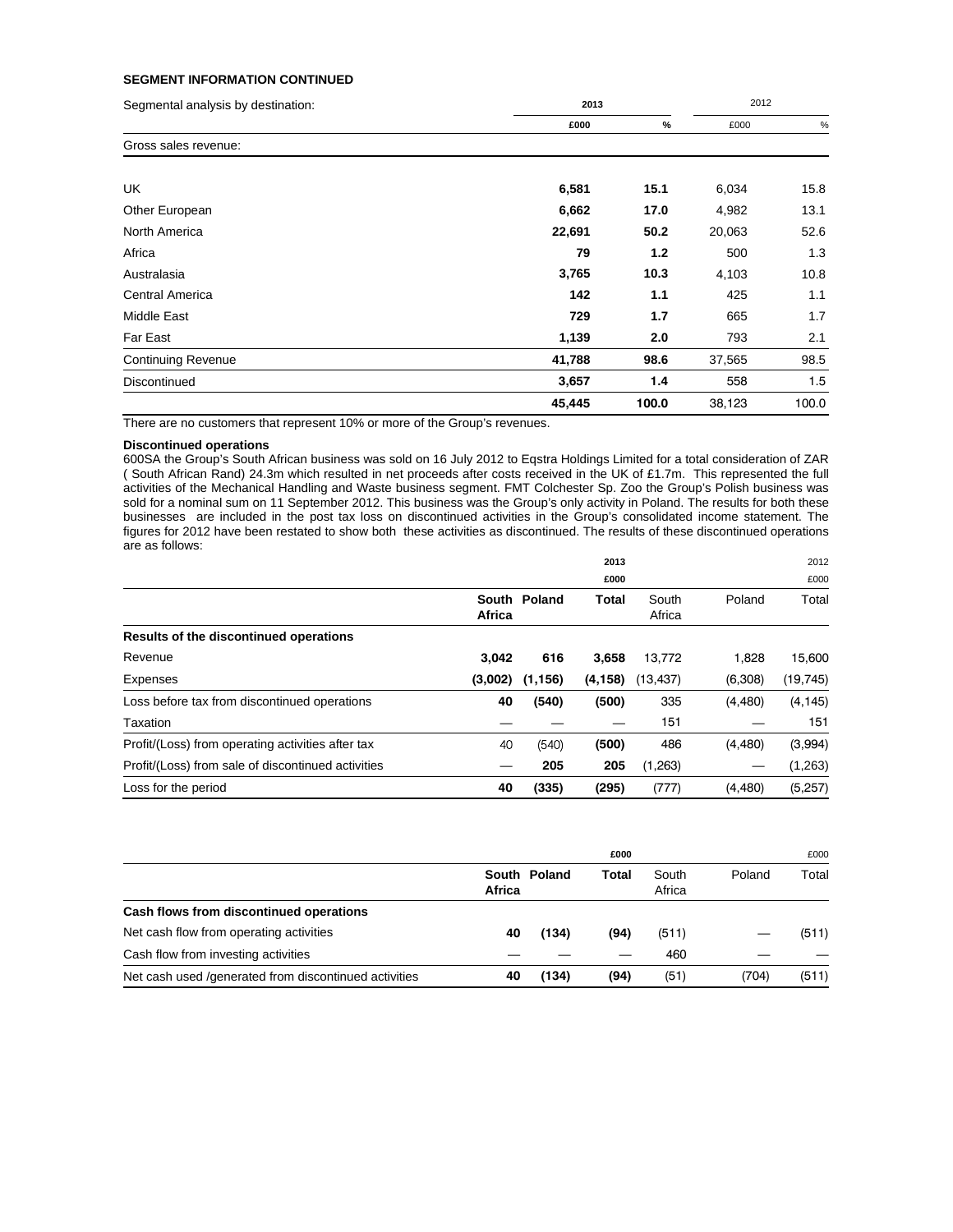**SEGMENT INFORMATION CONTINUED**

| Segmental analysis by destination: | 2013 | | 2012 | |
|---|---|---|---|---|
| | £000 | % | £000 | % |
| Gross sales revenue: | | | | |
| UK | **6,581** | **15.1** | 6,034 | 15.8 |
| Other European | **6,662** | **17.0** | 4,982 | 13.1 |
| North America | **22,691** | **50.2** | 20,063 | 52.6 |
| Africa | **79** | **1.2** | 500 | 1.3 |
| Australasia | **3,765** | **10.3** | 4,103 | 10.8 |
| Central America | **142** | **1.1** | 425 | 1.1 |
| Middle East | **729** | **1.7** | 665 | 1.7 |
| Far East | **1,139** | **2.0** | 793 | 2.1 |
| Continuing Revenue | **41,788** | **98.6** | 37,565 | 98.5 |
| Discontinued | **3,657** | **1.4** | 558 | 1.5 |
| | **45,445** | **100.0** | 38,123 | 100.0 |

There are no customers that represent 10% or more of the Group's revenues.

**Discontinued operations**

600SA the Group's South African business was sold on 16 July 2012 to Eqstra Holdings Limited for a total consideration of ZAR ( South African Rand) 24.3m which resulted in net proceeds after costs received in the UK of £1.7m. This represented the full activities of the Mechanical Handling and Waste business segment. FMT Colchester Sp. Zoo the Group's Polish business was sold for a nominal sum on 11 September 2012. This business was the Group's only activity in Poland. The results for both these businesses are included in the post tax loss on discontinued activities in the Group's consolidated income statement. The figures for 2012 have been restated to show both these activities as discontinued. The results of these discontinued operations are as follows:

| | 2013 | | | 2012 | | |
|---|---|---|---|---|---|---|
| | £000 | | | £000 | | |
| | **South Africa** | **Poland** | **Total** | South Africa | Poland | Total |
| **Results of the discontinued operations** | | | | | | |
| Revenue | **3,042** | **616** | **3,658** | 13,772 | 1,828 | 15,600 |
| Expenses | **(3,002)** | **(1,156)** | **(4,158)** | (13,437) | (6,308) | (19,745) |
| Loss before tax from discontinued operations | **40** | **(540)** | **(500)** | 335 | (4,480) | (4,145) |
| Taxation | — | — | — | 151 | — | 151 |
| Profit/(Loss) from operating activities after tax | 40 | (540) | **(500)** | 486 | (4,480) | (3,994) |
| Profit/(Loss) from sale of discontinued activities | — | **205** | **205** | (1,263) | — | (1,263) |
| Loss for the period | **40** | **(335)** | **(295)** | (777) | (4,480) | (5,257) |

| | £000 | | | £000 | | |
|---|---|---|---|---|---|---|
| | **South Africa** | **Poland** | **Total** | South Africa | Poland | Total |
| **Cash flows from discontinued operations** | | | | | | |
| Net cash flow from operating activities | **40** | **(134)** | **(94)** | (511) | — | (511) |
| Cash flow from investing activities | — | — | — | 460 | — | — |
| Net cash used /generated from discontinued activities | **40** | **(134)** | **(94)** | (51) | (704) | (511) |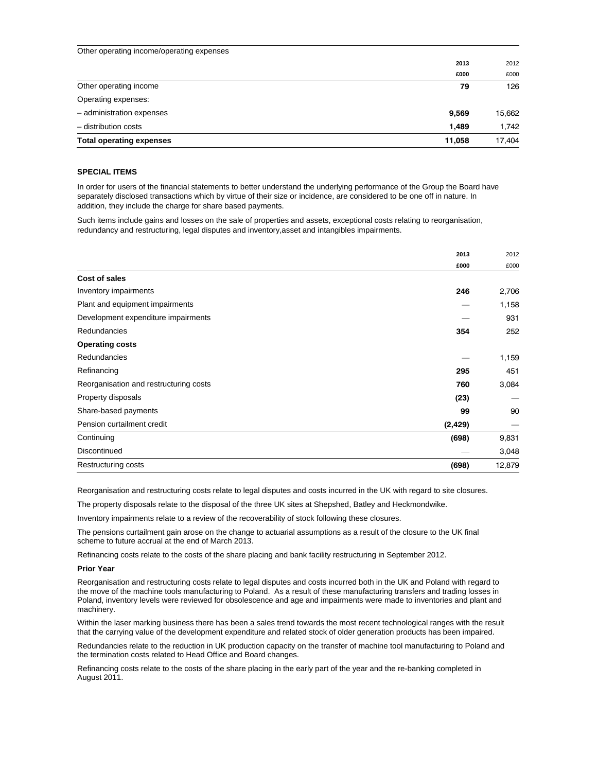Other operating income/operating expenses

| | 2013 | 2012 |
|---|---|---|
| | £000 | £000 |
| Other operating income | **79** | 126 |
| Operating expenses: | | |
| – administration expenses | **9,569** | 15,662 |
| – distribution costs | **1,489** | 1,742 |
| **Total operating expenses** | **11,058** | 17,404 |

**SPECIAL ITEMS**

In order for users of the financial statements to better understand the underlying performance of the Group the Board have separately disclosed transactions which by virtue of their size or incidence, are considered to be one off in nature. In addition, they include the charge for share based payments.

Such items include gains and losses on the sale of properties and assets, exceptional costs relating to reorganisation, redundancy and restructuring, legal disputes and inventory,asset and intangibles impairments.

| | 2013 | 2012 |
|---|---|---|
| | £000 | £000 |
| **Cost of sales** | | |
| Inventory impairments | **246** | 2,706 |
| Plant and equipment impairments | — | 1,158 |
| Development expenditure impairments | — | 931 |
| Redundancies | **354** | 252 |
| **Operating costs** | | |
| Redundancies | — | 1,159 |
| Refinancing | **295** | 451 |
| Reorganisation and restructuring costs | **760** | 3,084 |
| Property disposals | **(23)** | — |
| Share-based payments | **99** | 90 |
| Pension curtailment credit | **(2,429)** | — |
| Continuing | **(698)** | 9,831 |
| Discontinued | — | 3,048 |
| Restructuring costs | **(698)** | 12,879 |

Reorganisation and restructuring costs relate to legal disputes and costs incurred in the UK with regard to site closures.

The property disposals relate to the disposal of the three UK sites at Shepshed, Batley and Heckmondwike.

Inventory impairments relate to a review of the recoverability of stock following these closures.

The pensions curtailment gain arose on the change to actuarial assumptions as a result of the closure to the UK final scheme to future accrual at the end of March 2013.

Refinancing costs relate to the costs of the share placing and bank facility restructuring in September 2012.

**Prior Year**

Reorganisation and restructuring costs relate to legal disputes and costs incurred both in the UK and Poland with regard to the move of the machine tools manufacturing to Poland. As a result of these manufacturing transfers and trading losses in Poland, inventory levels were reviewed for obsolescence and age and impairments were made to inventories and plant and machinery.

Within the laser marking business there has been a sales trend towards the most recent technological ranges with the result that the carrying value of the development expenditure and related stock of older generation products has been impaired.

Redundancies relate to the reduction in UK production capacity on the transfer of machine tool manufacturing to Poland and the termination costs related to Head Office and Board changes.

Refinancing costs relate to the costs of the share placing in the early part of the year and the re-banking completed in August 2011.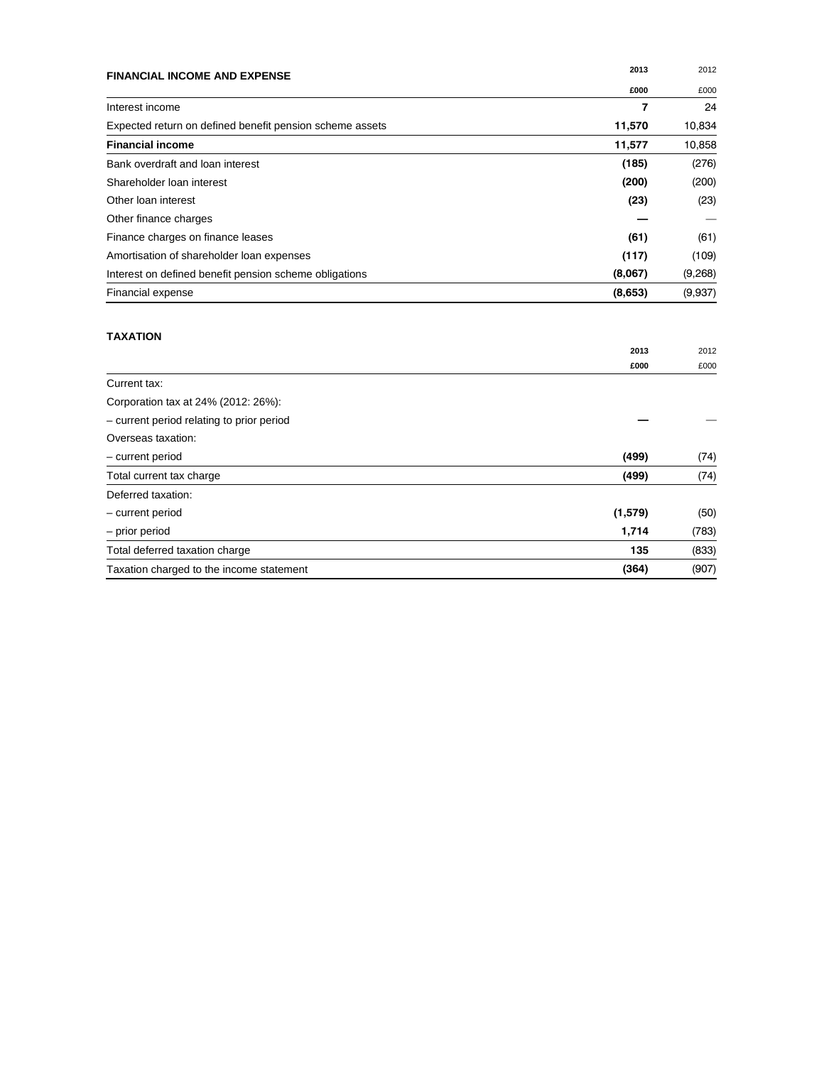## FINANCIAL INCOME AND EXPENSE

| | 2013 | 2012 |
|---|---|---|
| | £000 | £000 |
| Interest income | 7 | 24 |
| Expected return on defined benefit pension scheme assets | 11,570 | 10,834 |
| **Financial income** | **11,577** | 10,858 |
| Bank overdraft and loan interest | (185) | (276) |
| Shareholder loan interest | (200) | (200) |
| Other loan interest | (23) | (23) |
| Other finance charges | — | — |
| Finance charges on finance leases | (61) | (61) |
| Amortisation of shareholder loan expenses | (117) | (109) |
| Interest on defined benefit pension scheme obligations | (8,067) | (9,268) |
| Financial expense | (8,653) | (9,937) |

## TAXATION

| | 2013 | 2012 |
|---|---|---|
| | £000 | £000 |
| Current tax: | | |
| Corporation tax at 24% (2012: 26%): | | |
| – current period relating to prior period | — | — |
| Overseas taxation: | | |
| – current period | (499) | (74) |
| Total current tax charge | (499) | (74) |
| Deferred taxation: | | |
| – current period | (1,579) | (50) |
| – prior period | 1,714 | (783) |
| Total deferred taxation charge | 135 | (833) |
| Taxation charged to the income statement | (364) | (907) |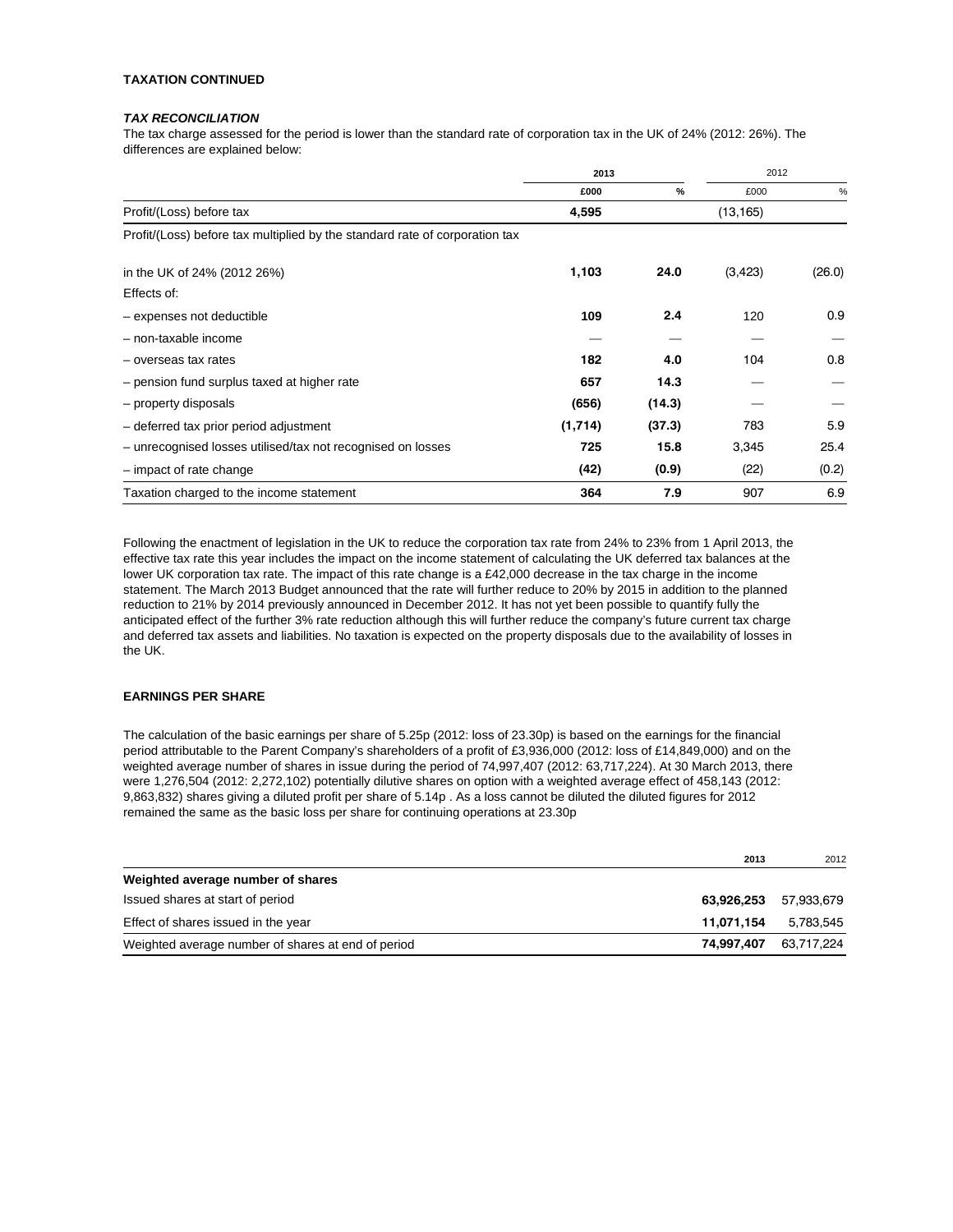**TAXATION CONTINUED**

***TAX RECONCILIATION***

The tax charge assessed for the period is lower than the standard rate of corporation tax in the UK of 24% (2012: 26%). The differences are explained below:

| | 2013 | | 2012 | |
|---|---|---|---|---|
| | £000 | % | £000 | % |
| Profit/(Loss) before tax | **4,595** | | (13,165) | |
| Profit/(Loss) before tax multiplied by the standard rate of corporation tax | | | | |
| in the UK of 24% (2012 26%) | **1,103** | **24.0** | (3,423) | (26.0) |
| Effects of: | | | | |
| – expenses not deductible | **109** | **2.4** | 120 | 0.9 |
| – non-taxable income | — | — | — | — |
| – overseas tax rates | **182** | **4.0** | 104 | 0.8 |
| – pension fund surplus taxed at higher rate | **657** | **14.3** | — | — |
| – property disposals | **(656)** | **(14.3)** | — | — |
| – deferred tax prior period adjustment | **(1,714)** | **(37.3)** | 783 | 5.9 |
| – unrecognised losses utilised/tax not recognised on losses | **725** | **15.8** | 3,345 | 25.4 |
| – impact of rate change | **(42)** | **(0.9)** | (22) | (0.2) |
| Taxation charged to the income statement | **364** | **7.9** | 907 | 6.9 |

Following the enactment of legislation in the UK to reduce the corporation tax rate from 24% to 23% from 1 April 2013, the effective tax rate this year includes the impact on the income statement of calculating the UK deferred tax balances at the lower UK corporation tax rate. The impact of this rate change is a £42,000 decrease in the tax charge in the income statement. The March 2013 Budget announced that the rate will further reduce to 20% by 2015 in addition to the planned reduction to 21% by 2014 previously announced in December 2012. It has not yet been possible to quantify fully the anticipated effect of the further 3% rate reduction although this will further reduce the company's future current tax charge and deferred tax assets and liabilities. No taxation is expected on the property disposals due to the availability of losses in the UK.

**EARNINGS PER SHARE**

The calculation of the basic earnings per share of 5.25p (2012: loss of 23.30p) is based on the earnings for the financial period attributable to the Parent Company's shareholders of a profit of £3,936,000 (2012: loss of £14,849,000) and on the weighted average number of shares in issue during the period of 74,997,407 (2012: 63,717,224). At 30 March 2013, there were 1,276,504 (2012: 2,272,102) potentially dilutive shares on option with a weighted average effect of 458,143 (2012: 9,863,832) shares giving a diluted profit per share of 5.14p . As a loss cannot be diluted the diluted figures for 2012 remained the same as the basic loss per share for continuing operations at 23.30p

| | 2013 | 2012 |
|---|---|---|
| **Weighted average number of shares** | | |
| Issued shares at start of period | **63,926,253** | 57,933,679 |
| Effect of shares issued in the year | **11,071,154** | 5,783,545 |
| Weighted average number of shares at end of period | **74,997,407** | 63,717,224 |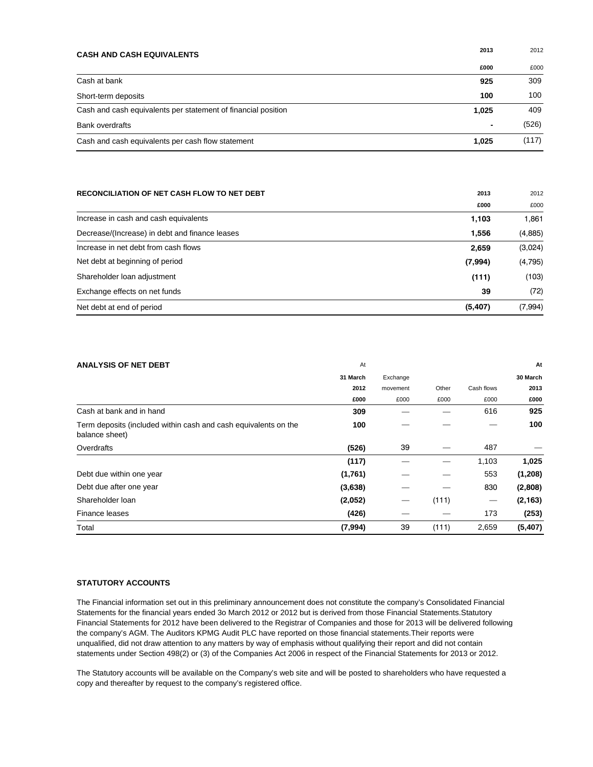## CASH AND CASH EQUIVALENTS

| | 2013 | 2012 |
|---|---|---|
| | £000 | £000 |
| Cash at bank | **925** | 309 |
| Short-term deposits | **100** | 100 |
| Cash and cash equivalents per statement of financial position | **1,025** | 409 |
| Bank overdrafts | **-** | (526) |
| Cash and cash equivalents per cash flow statement | **1,025** | (117) |

## RECONCILIATION OF NET CASH FLOW TO NET DEBT

| | 2013 | 2012 |
|---|---|---|
| | £000 | £000 |
| Increase in cash and cash equivalents | **1,103** | 1,861 |
| Decrease/(Increase) in debt and finance leases | **1,556** | (4,885) |
| Increase in net debt from cash flows | **2,659** | (3,024) |
| Net debt at beginning of period | **(7,994)** | (4,795) |
| Shareholder loan adjustment | **(111)** | (103) |
| Exchange effects on net funds | **39** | (72) |
| Net debt at end of period | **(5,407)** | (7,994) |

## ANALYSIS OF NET DEBT

| | At 31 March 2012 | Exchange movement | Other | Cash flows | At 30 March 2013 |
|---|---|---|---|---|---|
| | £000 | £000 | £000 | £000 | £000 |
| Cash at bank and in hand | **309** | — | — | 616 | **925** |
| Term deposits (included within cash and cash equivalents on the balance sheet) | **100** | — | — | — | **100** |
| Overdrafts | **(526)** | 39 | — | 487 | — |
| | **(117)** | — | — | 1,103 | **1,025** |
| Debt due within one year | **(1,761)** | — | — | 553 | **(1,208)** |
| Debt due after one year | **(3,638)** | — | — | 830 | **(2,808)** |
| Shareholder loan | **(2,052)** | — | (111) | — | **(2,163)** |
| Finance leases | **(426)** | — | — | 173 | **(253)** |
| Total | **(7,994)** | 39 | (111) | 2,659 | **(5,407)** |

## STATUTORY ACCOUNTS

The Financial information set out in this preliminary announcement does not constitute the company's Consolidated Financial Statements for the financial years ended 3o March 2012 or 2012 but is derived from those Financial Statements.Statutory Financial Statements for 2012 have been delivered to the Registrar of Companies and those for 2013 will be delivered following the company's AGM. The Auditors KPMG Audit PLC have reported on those financial statements.Their reports were unqualified, did not draw attention to any matters by way of emphasis without qualifying their report and did not contain statements under Section 498(2) or (3) of the Companies Act 2006 in respect of the Financial Statements for 2013 or 2012.

The Statutory accounts will be available on the Company's web site and will be posted to shareholders who have requested a copy and thereafter by request to the company's registered office.